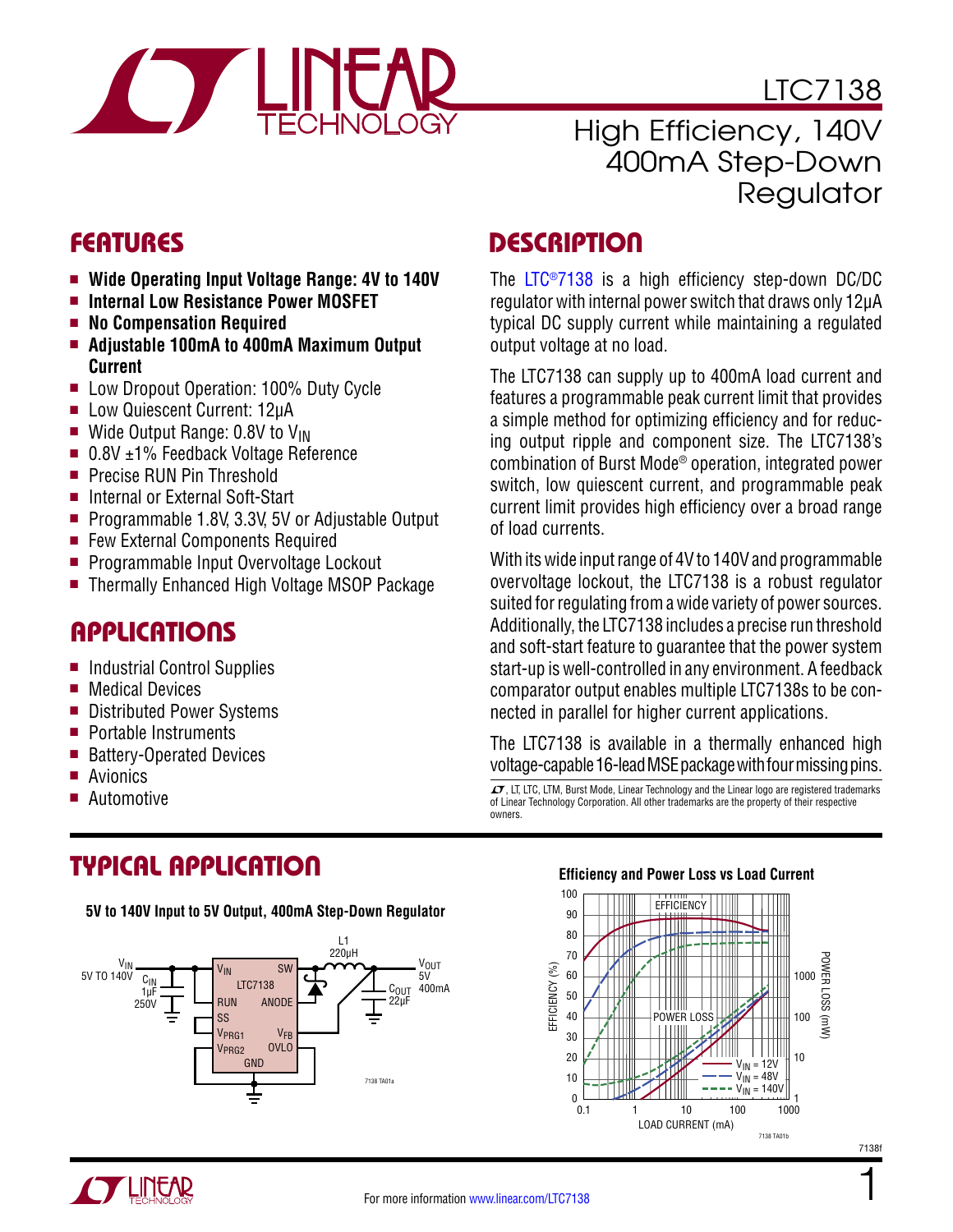# LTC7138

## High Efficiency, 140V 400mA Step-Down Regulator

## FEATURES

- **Wide Operating Input Voltage Range: 4V to 140V**
- **Internal Low Resistance Power MOSFET**
- **No Compensation Required**
- **Adjustable 100mA to 400mA Maximum Output Current**
- Low Dropout Operation: 100% Duty Cycle
- Low Quiescent Current: 12µA
- Wide Output Range: 0.8V to $V_{IN}$
- 0.8V ±1% Feedback Voltage Reference
- Precise RUN Pin Threshold
- Internal or External Soft-Start
- Programmable 1.8V, 3.3V, 5V or Adjustable Output
- Few External Components Required
- Programmable Input Overvoltage Lockout
- Thermally Enhanced High Voltage MSOP Package

## APPLICATIONS

- Industrial Control Supplies
- Medical Devices
- Distributed Power Systems
- Portable Instruments
- Battery-Operated Devices
- Avionics
- Automotive

## DESCRIPTION

The LTC®7138 is a high efficiency step-down DC/DC regulator with internal power switch that draws only 12µA typical DC supply current while maintaining a regulated output voltage at no load.

The LTC7138 can supply up to 400mA load current and features a programmable peak current limit that provides a simple method for optimizing efficiency and for reducing output ripple and component size. The LTC7138's combination of Burst Mode® operation, integrated power switch, low quiescent current, and programmable peak current limit provides high efficiency over a broad range of load currents.

With its wide input range of 4V to 140V and programmable overvoltage lockout, the LTC7138 is a robust regulator suited for regulating from a wide variety of power sources. Additionally, the LTC7138 includes a precise run threshold and soft-start feature to guarantee that the power system start-up is well-controlled in any environment. A feedback comparator output enables multiple LTC7138s to be connected in parallel for higher current applications.

The LTC7138 is available in a thermally enhanced high voltage-capable 16-lead MSE package with four missing pins.

LT, LTC, LTM, Burst Mode, Linear Technology and the Linear logo are registered trademarks of Linear Technology Corporation. All other trademarks are the property of their respective owners.

## TYPICAL APPLICATION

**5V to 140V Input to 5V Output, 400mA Step-Down Regulator**

**Efficiency and Power Loss vs Load Current**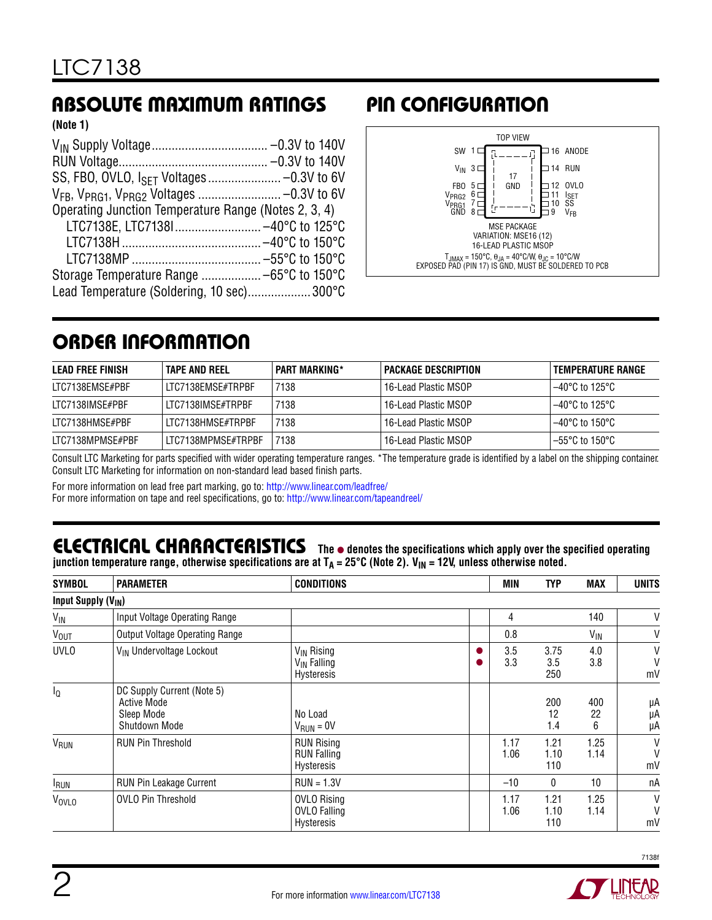## ABSOLUTE MAXIMUM RATINGS

**(Note 1)**

$V_{IN}$ Supply Voltage .................................. –0.3V to 140V
RUN Voltage ............................................ –0.3V to 140V
SS, FBO, OVLO, $I_{SET}$ Voltages ..................... –0.3V to 6V
$V_{FB}$, $V_{PRG1}$, $V_{PRG2}$ Voltages ........................ –0.3V to 6V
Operating Junction Temperature Range (Notes 2, 3, 4)
  LTC7138E, LTC7138I ......................... –40°C to 125°C
  LTC7138H .......................................... –40°C to 150°C
  LTC7138MP ....................................... –55°C to 150°C
Storage Temperature Range .................. –65°C to 150°C
Lead Temperature (Soldering, 10 sec)................... 300°C

## PIN CONFIGURATION

TOP VIEW

| Left Pin | | Right Pin |
|---|---|---|
| SW 1 | | 16 ANODE |
| $V_{IN}$ 3 | 17 GND | 14 RUN |
| FBO 5 | | 12 OVLO |
| $V_{PRG2}$ 6 | | 11 $I_{SET}$ |
| $V_{PRG1}$ 7 | | 10 SS |
| GND 8 | | 9 $V_{FB}$ |

MSE PACKAGE
VARIATION: MSE16 (12)
16-LEAD PLASTIC MSOP

$T_{JMAX}$ = 150°C, $\theta_{JA}$ = 40°C/W, $\theta_{JC}$ = 10°C/W
EXPOSED PAD (PIN 17) IS GND, MUST BE SOLDERED TO PCB

## ORDER INFORMATION

| LEAD FREE FINISH | TAPE AND REEL | PART MARKING* | PACKAGE DESCRIPTION | TEMPERATURE RANGE |
|---|---|---|---|---|
| LTC7138EMSE#PBF | LTC7138EMSE#TRPBF | 7138 | 16-Lead Plastic MSOP | –40°C to 125°C |
| LTC7138IMSE#PBF | LTC7138IMSE#TRPBF | 7138 | 16-Lead Plastic MSOP | –40°C to 125°C |
| LTC7138HMSE#PBF | LTC7138HMSE#TRPBF | 7138 | 16-Lead Plastic MSOP | –40°C to 150°C |
| LTC7138MPMSE#PBF | LTC7138MPMSE#TRPBF | 7138 | 16-Lead Plastic MSOP | –55°C to 150°C |

Consult LTC Marketing for parts specified with wider operating temperature ranges. *The temperature grade is identified by a label on the shipping container. Consult LTC Marketing for information on non-standard lead based finish parts.

For more information on lead free part marking, go to: http://www.linear.com/leadfree/
For more information on tape and reel specifications, go to: http://www.linear.com/tapeandreel/

## ELECTRICAL CHARACTERISTICS

**The ● denotes the specifications which apply over the specified operating junction temperature range, otherwise specifications are at $T_A$ = 25°C (Note 2). $V_{IN}$ = 12V, unless otherwise noted.**

| SYMBOL | PARAMETER | CONDITIONS | | MIN | TYP | MAX | UNITS |
|---|---|---|---|---|---|---|---|
| **Input Supply ($V_{IN}$)** | | | | | | | |
| $V_{IN}$ | Input Voltage Operating Range | | | 4 | | 140 | V |
| $V_{OUT}$ | Output Voltage Operating Range | | | 0.8 | | $V_{IN}$ | V |
| UVLO | $V_{IN}$ Undervoltage Lockout | $V_{IN}$ Rising<br>$V_{IN}$ Falling<br>Hysteresis | ●<br>● | 3.5<br>3.3 | 3.75<br>3.5<br>250 | 4.0<br>3.8 | V<br>V<br>mV |
| $I_Q$ | DC Supply Current (Note 5)<br>Active Mode<br>Sleep Mode<br>Shutdown Mode | <br><br>No Load<br>$V_{RUN}$ = 0V | | | <br>200<br>12<br>1.4 | <br>400<br>22<br>6 | <br>µA<br>µA<br>µA |
| $V_{RUN}$ | RUN Pin Threshold | RUN Rising<br>RUN Falling<br>Hysteresis | | 1.17<br>1.06 | 1.21<br>1.10<br>110 | 1.25<br>1.14 | V<br>V<br>mV |
| $I_{RUN}$ | RUN Pin Leakage Current | RUN = 1.3V | | –10 | 0 | 10 | nA |
| $V_{OVLO}$ | OVLO Pin Threshold | OVLO Rising<br>OVLO Falling<br>Hysteresis | | 1.17<br>1.06 | 1.21<br>1.10<br>110 | 1.25<br>1.14 | V<br>V<br>mV |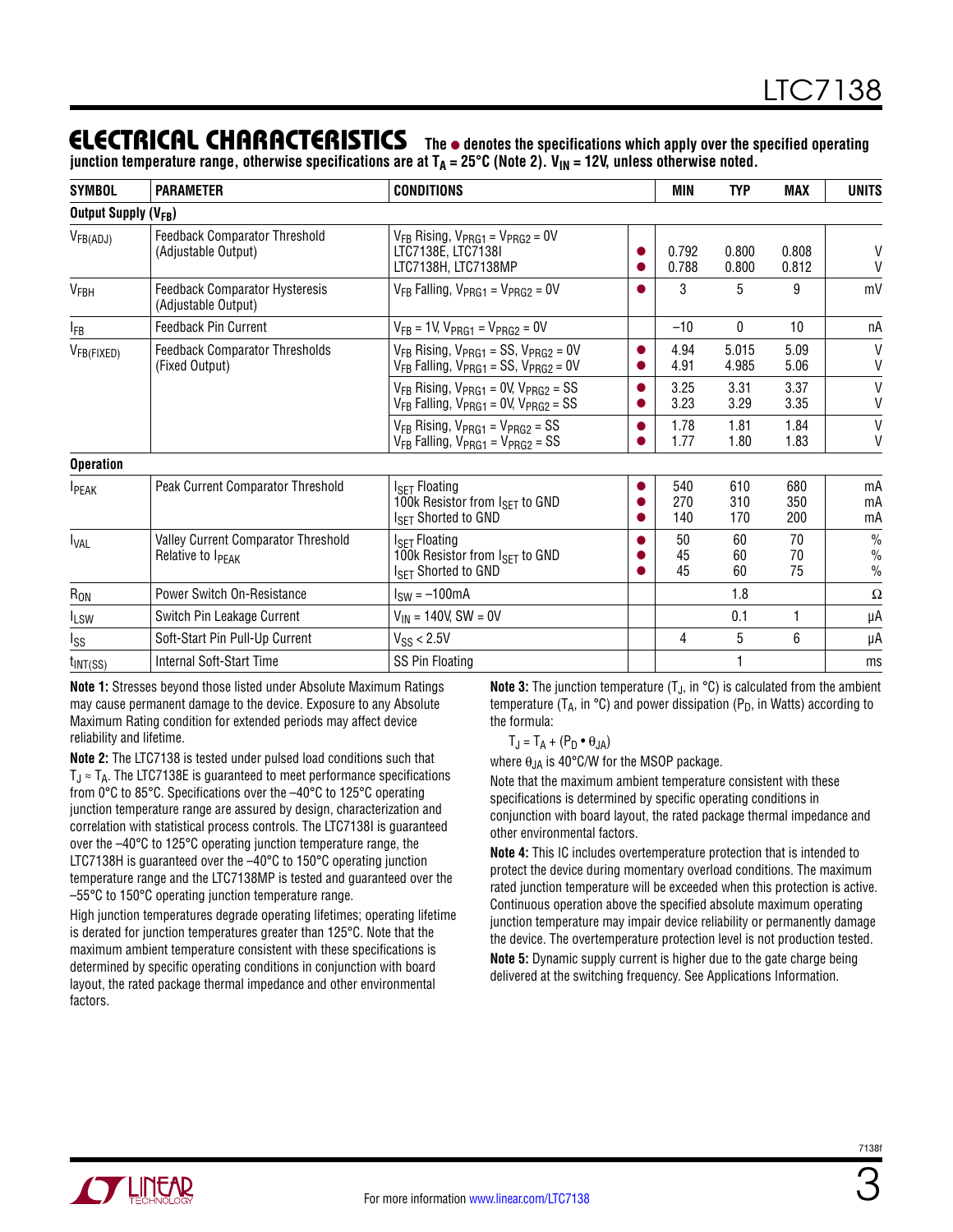## ELECTRICAL CHARACTERISTICS

**The ● denotes the specifications which apply over the specified operating junction temperature range, otherwise specifications are at $T_A$ = 25°C (Note 2). $V_{IN}$ = 12V, unless otherwise noted.**

| SYMBOL | PARAMETER | CONDITIONS | | MIN | TYP | MAX | UNITS |
|---|---|---|---|---|---|---|---|
| **Output Supply ($V_{FB}$)** | | | | | | | |
| $V_{FB(ADJ)}$ | Feedback Comparator Threshold (Adjustable Output) | $V_{FB}$ Rising, $V_{PRG1}$ = $V_{PRG2}$ = 0V<br>LTC7138E, LTC7138I<br>LTC7138H, LTC7138MP | <br>●<br>● | <br>0.792<br>0.788 | <br>0.800<br>0.800 | <br>0.808<br>0.812 | <br>V<br>V |
| $V_{FBH}$ | Feedback Comparator Hysteresis (Adjustable Output) | $V_{FB}$ Falling, $V_{PRG1}$ = $V_{PRG2}$ = 0V | ● | 3 | 5 | 9 | mV |
| $I_{FB}$ | Feedback Pin Current | $V_{FB}$ = 1V, $V_{PRG1}$ = $V_{PRG2}$ = 0V | | –10 | 0 | 10 | nA |
| $V_{FB(FIXED)}$ | Feedback Comparator Thresholds (Fixed Output) | $V_{FB}$ Rising, $V_{PRG1}$ = SS, $V_{PRG2}$ = 0V<br>$V_{FB}$ Falling, $V_{PRG1}$ = SS, $V_{PRG2}$ = 0V | ●<br>● | 4.94<br>4.91 | 5.015<br>4.985 | 5.09<br>5.06 | V<br>V |
| | | $V_{FB}$ Rising, $V_{PRG1}$ = 0V, $V_{PRG2}$ = SS<br>$V_{FB}$ Falling, $V_{PRG1}$ = 0V, $V_{PRG2}$ = SS | ●<br>● | 3.25<br>3.23 | 3.31<br>3.29 | 3.37<br>3.35 | V<br>V |
| | | $V_{FB}$ Rising, $V_{PRG1}$ = $V_{PRG2}$ = SS<br>$V_{FB}$ Falling, $V_{PRG1}$ = $V_{PRG2}$ = SS | ●<br>● | 1.78<br>1.77 | 1.81<br>1.80 | 1.84<br>1.83 | V<br>V |
| **Operation** | | | | | | | |
| $I_{PEAK}$ | Peak Current Comparator Threshold | $I_{SET}$ Floating<br>100k Resistor from $I_{SET}$ to GND<br>$I_{SET}$ Shorted to GND | ●<br>●<br>● | 540<br>270<br>140 | 610<br>310<br>170 | 680<br>350<br>200 | mA<br>mA<br>mA |
| $I_{VAL}$ | Valley Current Comparator Threshold Relative to $I_{PEAK}$ | $I_{SET}$ Floating<br>100k Resistor from $I_{SET}$ to GND<br>$I_{SET}$ Shorted to GND | ●<br>●<br>● | 50<br>45<br>45 | 60<br>60<br>60 | 70<br>70<br>75 | %<br>%<br>% |
| $R_{ON}$ | Power Switch On-Resistance | $I_{SW}$ = –100mA | | | 1.8 | | Ω |
| $I_{LSW}$ | Switch Pin Leakage Current | $V_{IN}$ = 140V, SW = 0V | | | 0.1 | 1 | μA |
| $I_{SS}$ | Soft-Start Pin Pull-Up Current | $V_{SS}$ < 2.5V | | 4 | 5 | 6 | μA |
| $t_{INT(SS)}$ | Internal Soft-Start Time | SS Pin Floating | | | 1 | | ms |

**Note 1:** Stresses beyond those listed under Absolute Maximum Ratings may cause permanent damage to the device. Exposure to any Absolute Maximum Rating condition for extended periods may affect device reliability and lifetime.

**Note 2:** The LTC7138 is tested under pulsed load conditions such that $T_J \approx T_A$. The LTC7138E is guaranteed to meet performance specifications from 0°C to 85°C. Specifications over the –40°C to 125°C operating junction temperature range are assured by design, characterization and correlation with statistical process controls. The LTC7138I is guaranteed over the –40°C to 125°C operating junction temperature range, the LTC7138H is guaranteed over the –40°C to 150°C operating junction temperature range and the LTC7138MP is tested and guaranteed over the –55°C to 150°C operating junction temperature range.

High junction temperatures degrade operating lifetimes; operating lifetime is derated for junction temperatures greater than 125°C. Note that the maximum ambient temperature consistent with these specifications is determined by specific operating conditions in conjunction with board layout, the rated package thermal impedance and other environmental factors.

**Note 3:** The junction temperature ($T_J$, in °C) is calculated from the ambient temperature ($T_A$, in °C) and power dissipation ($P_D$, in Watts) according to the formula:

$$T_J = T_A + (P_D \bullet \theta_{JA})$$

where $\theta_{JA}$ is 40°C/W for the MSOP package.

Note that the maximum ambient temperature consistent with these specifications is determined by specific operating conditions in conjunction with board layout, the rated package thermal impedance and other environmental factors.

**Note 4:** This IC includes overtemperature protection that is intended to protect the device during momentary overload conditions. The maximum rated junction temperature will be exceeded when this protection is active. Continuous operation above the specified absolute maximum operating junction temperature may impair device reliability or permanently damage the device. The overtemperature protection level is not production tested.

**Note 5:** Dynamic supply current is higher due to the gate charge being delivered at the switching frequency. See Applications Information.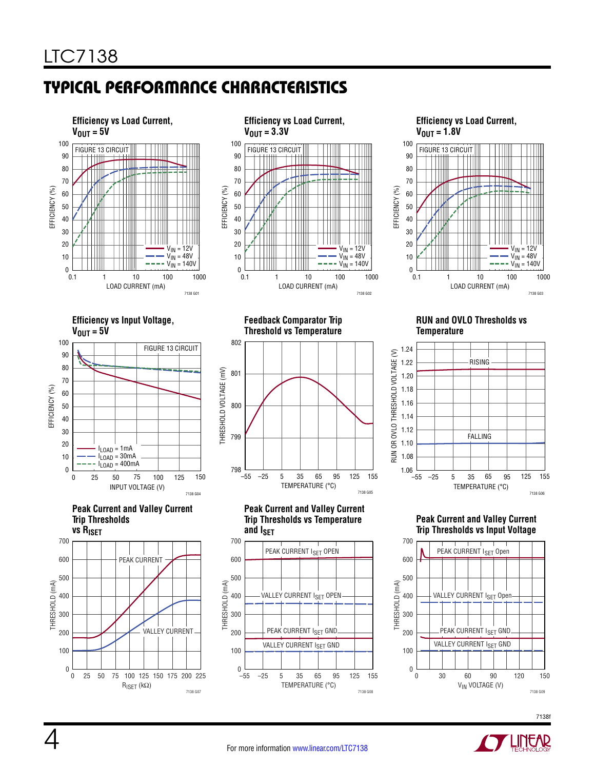## TYPICAL PERFORMANCE CHARACTERISTICS

**Efficiency vs Load Current, $V_{OUT}$ = 5V**

FIGURE 13 CIRCUIT

EFFICIENCY (%) vs LOAD CURRENT (mA); $V_{IN}$ = 12V, $V_{IN}$ = 48V, $V_{IN}$ = 140V

7138 G01

**Efficiency vs Load Current, $V_{OUT}$ = 3.3V**

FIGURE 13 CIRCUIT

EFFICIENCY (%) vs LOAD CURRENT (mA); $V_{IN}$ = 12V, $V_{IN}$ = 48V, $V_{IN}$ = 140V

7138 G02

**Efficiency vs Load Current, $V_{OUT}$ = 1.8V**

FIGURE 13 CIRCUIT

EFFICIENCY (%) vs LOAD CURRENT (mA); $V_{IN}$ = 12V, $V_{IN}$ = 48V, $V_{IN}$ = 140V

7138 G03

**Efficiency vs Input Voltage, $V_{OUT}$ = 5V**

FIGURE 13 CIRCUIT

EFFICIENCY (%) vs INPUT VOLTAGE (V); $I_{LOAD}$ = 1mA, $I_{LOAD}$ = 30mA, $I_{LOAD}$ = 400mA

7138 G04

**Feedback Comparator Trip Threshold vs Temperature**

THRESHOLD VOLTAGE (mV) vs TEMPERATURE (°C)

7138 G05

**RUN and OVLO Thresholds vs Temperature**

RUN OR OVLO THRESHOLD VOLTAGE (V) vs TEMPERATURE (°C); RISING, FALLING

7138 G06

**Peak Current and Valley Current Trip Thresholds vs $R_{ISET}$**

THRESHOLD (mA) vs $R_{ISET}$ (kΩ); PEAK CURRENT, VALLEY CURRENT

7138 G07

**Peak Current and Valley Current Trip Thresholds vs Temperature and $I_{SET}$**

THRESHOLD (mA) vs TEMPERATURE (°C); PEAK CURRENT $I_{SET}$ OPEN, VALLEY CURRENT $I_{SET}$ OPEN, PEAK CURRENT $I_{SET}$ GND, VALLEY CURRENT $I_{SET}$ GND

7138 G08

**Peak Current and Valley Current Trip Thresholds vs Input Voltage**

THRESHOLD (mA) vs $V_{IN}$ VOLTAGE (V); PEAK CURRENT $I_{SET}$ Open, VALLEY CURRENT $I_{SET}$ Open, PEAK CURRENT $I_{SET}$ GND, VALLEY CURRENT $I_{SET}$ GND

7138 G09

For more information www.linear.com/LTC7138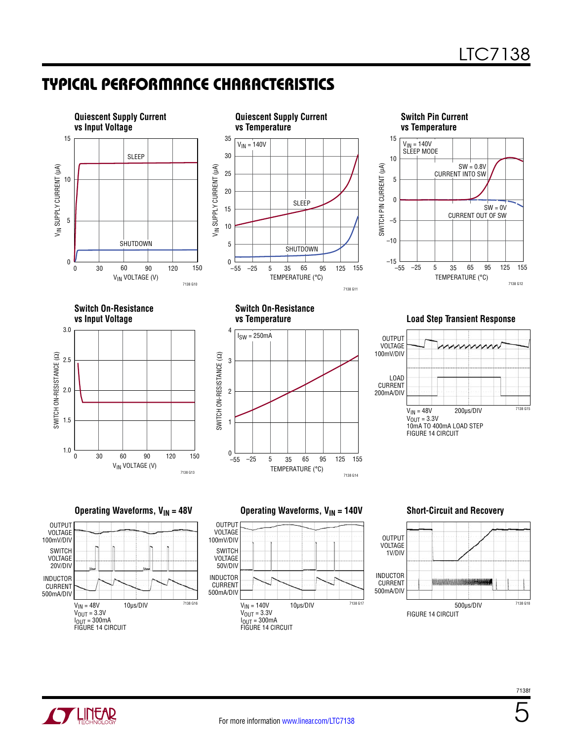## TYPICAL PERFORMANCE CHARACTERISTICS

**Quiescent Supply Current vs Input Voltage**

$V_{IN}$ SUPPLY CURRENT (µA)

SLEEP

SHUTDOWN

$V_{IN}$ VOLTAGE (V)

7138 G10

**Quiescent Supply Current vs Temperature**

$V_{IN}$ = 140V

$V_{IN}$ SUPPLY CURRENT (µA)

SLEEP

SHUTDOWN

TEMPERATURE (°C)

7138 G11

**Switch Pin Current vs Temperature**

$V_{IN}$ = 140V
SLEEP MODE

SW = 0.8V
CURRENT INTO SW

SW = 0V
CURRENT OUT OF SW

SWITCH PIN CURRENT (µA)

TEMPERATURE (°C)

7138 G12

**Switch On-Resistance vs Input Voltage**

SWITCH ON-RESISTANCE (Ω)

$V_{IN}$ VOLTAGE (V)

7138 G13

**Switch On-Resistance vs Temperature**

$I_{SW}$ = 250mA

SWITCH ON-RESISTANCE (Ω)

TEMPERATURE (°C)

7138 G14

**Load Step Transient Response**

OUTPUT VOLTAGE 100mV/DIV

LOAD CURRENT 200mA/DIV

200µs/DIV

7138 G15

$V_{IN}$ = 48V
$V_{OUT}$ = 3.3V
10mA TO 400mA LOAD STEP
FIGURE 14 CIRCUIT

**Operating Waveforms, $V_{IN}$ = 48V**

OUTPUT VOLTAGE 100mV/DIV

SWITCH VOLTAGE 20V/DIV

INDUCTOR CURRENT 500mA/DIV

10µs/DIV

7138 G16

$V_{IN}$ = 48V
$V_{OUT}$ = 3.3V
$I_{OUT}$ = 300mA
FIGURE 14 CIRCUIT

**Operating Waveforms, $V_{IN}$ = 140V**

OUTPUT VOLTAGE 100mV/DIV

SWITCH VOLTAGE 50V/DIV

INDUCTOR CURRENT 500mA/DIV

10µs/DIV

7138 G17

$V_{IN}$ = 140V
$V_{OUT}$ = 3.3V
$I_{OUT}$ = 300mA
FIGURE 14 CIRCUIT

**Short-Circuit and Recovery**

OUTPUT VOLTAGE 1V/DIV

INDUCTOR CURRENT 500mA/DIV

500µs/DIV

7138 G18

FIGURE 14 CIRCUIT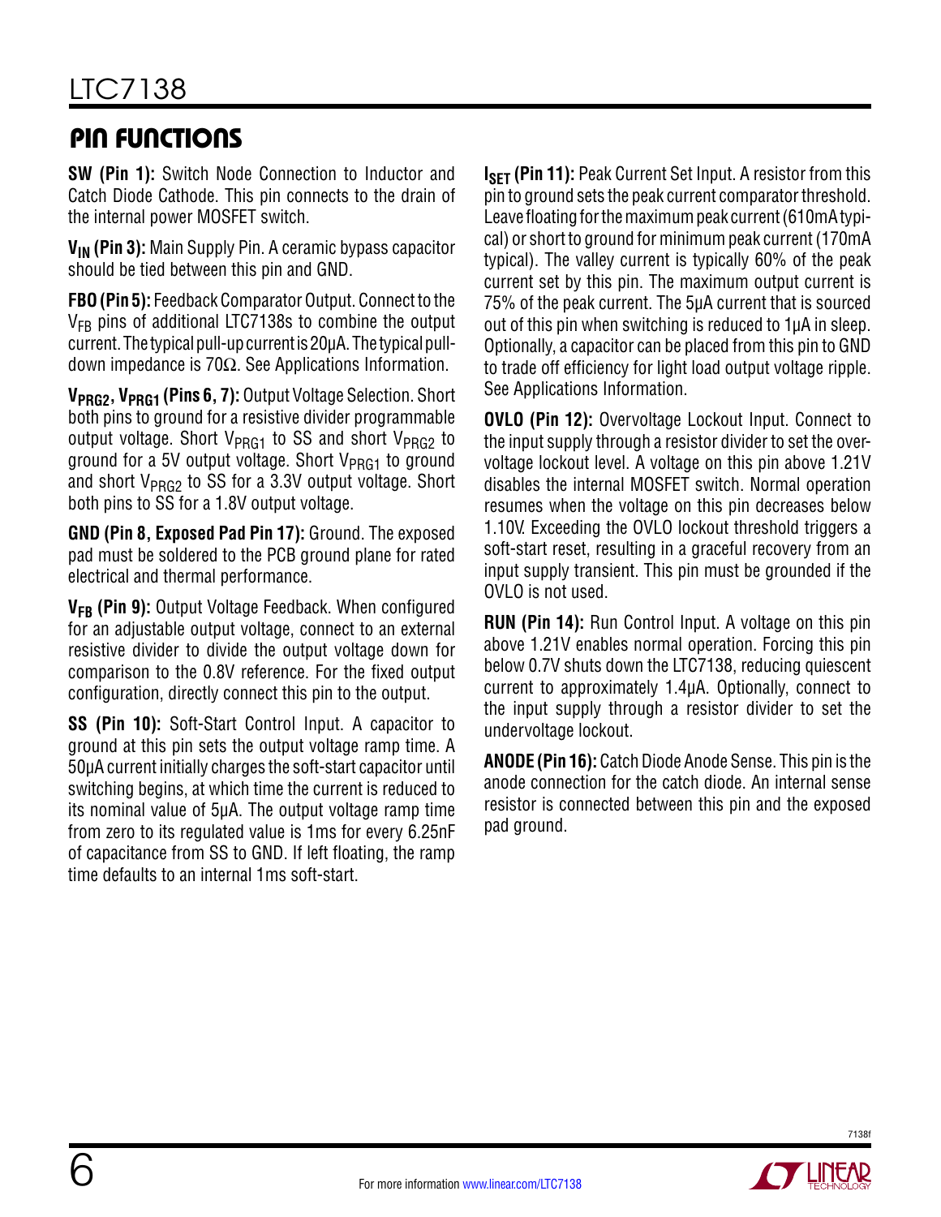## PIN FUNCTIONS

**SW (Pin 1):** Switch Node Connection to Inductor and Catch Diode Cathode. This pin connects to the drain of the internal power MOSFET switch.

**$V_{IN}$ (Pin 3):** Main Supply Pin. A ceramic bypass capacitor should be tied between this pin and GND.

**FBO (Pin 5):** Feedback Comparator Output. Connect to the $V_{FB}$ pins of additional LTC7138s to combine the output current. The typical pull-up current is 20µA. The typical pull-down impedance is 70Ω. See Applications Information.

**$V_{PRG2}$, $V_{PRG1}$ (Pins 6, 7):** Output Voltage Selection. Short both pins to ground for a resistive divider programmable output voltage. Short $V_{PRG1}$ to SS and short $V_{PRG2}$ to ground for a 5V output voltage. Short $V_{PRG1}$ to ground and short $V_{PRG2}$ to SS for a 3.3V output voltage. Short both pins to SS for a 1.8V output voltage.

**GND (Pin 8, Exposed Pad Pin 17):** Ground. The exposed pad must be soldered to the PCB ground plane for rated electrical and thermal performance.

**$V_{FB}$ (Pin 9):** Output Voltage Feedback. When configured for an adjustable output voltage, connect to an external resistive divider to divide the output voltage down for comparison to the 0.8V reference. For the fixed output configuration, directly connect this pin to the output.

**SS (Pin 10):** Soft-Start Control Input. A capacitor to ground at this pin sets the output voltage ramp time. A 50µA current initially charges the soft-start capacitor until switching begins, at which time the current is reduced to its nominal value of 5µA. The output voltage ramp time from zero to its regulated value is 1ms for every 6.25nF of capacitance from SS to GND. If left floating, the ramp time defaults to an internal 1ms soft-start.

**$I_{SET}$ (Pin 11):** Peak Current Set Input. A resistor from this pin to ground sets the peak current comparator threshold. Leave floating for the maximum peak current (610mA typical) or short to ground for minimum peak current (170mA typical). The valley current is typically 60% of the peak current set by this pin. The maximum output current is 75% of the peak current. The 5µA current that is sourced out of this pin when switching is reduced to 1µA in sleep. Optionally, a capacitor can be placed from this pin to GND to trade off efficiency for light load output voltage ripple. See Applications Information.

**OVLO (Pin 12):** Overvoltage Lockout Input. Connect to the input supply through a resistor divider to set the overvoltage lockout level. A voltage on this pin above 1.21V disables the internal MOSFET switch. Normal operation resumes when the voltage on this pin decreases below 1.10V. Exceeding the OVLO lockout threshold triggers a soft-start reset, resulting in a graceful recovery from an input supply transient. This pin must be grounded if the OVLO is not used.

**RUN (Pin 14):** Run Control Input. A voltage on this pin above 1.21V enables normal operation. Forcing this pin below 0.7V shuts down the LTC7138, reducing quiescent current to approximately 1.4µA. Optionally, connect to the input supply through a resistor divider to set the undervoltage lockout.

**ANODE (Pin 16):** Catch Diode Anode Sense. This pin is the anode connection for the catch diode. An internal sense resistor is connected between this pin and the exposed pad ground.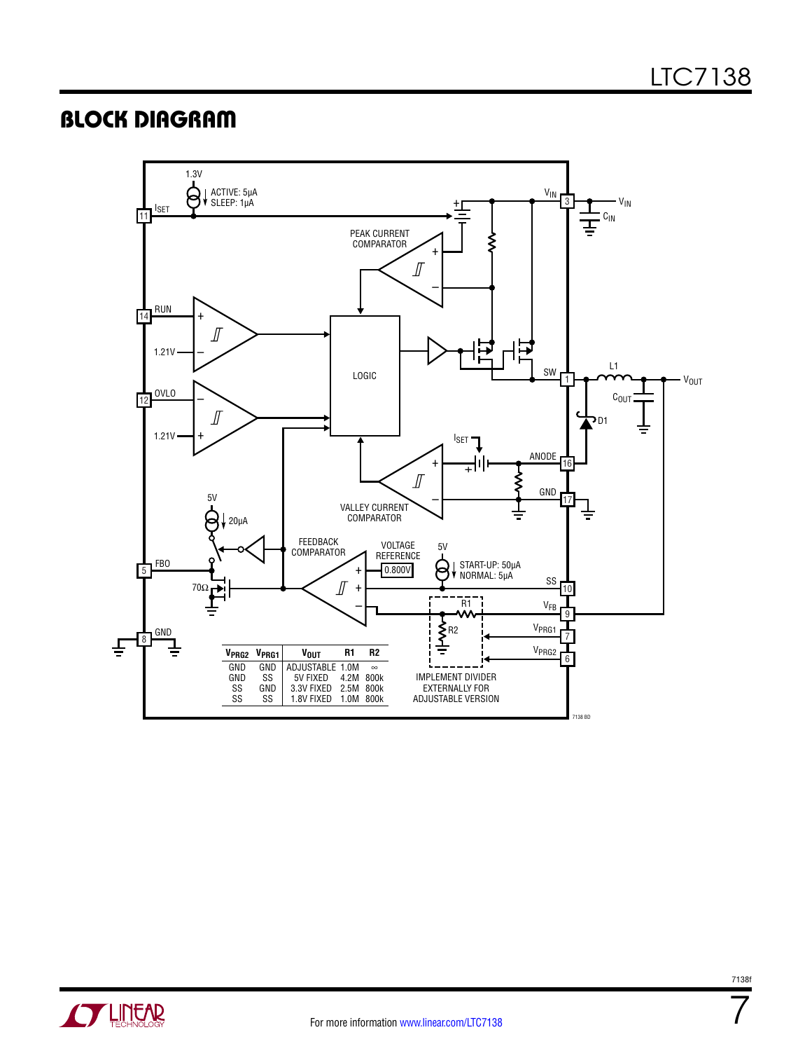## BLOCK DIAGRAM

| $V_{PRG2}$ | $V_{PRG1}$ | $V_{OUT}$ | R1 | R2 |
|---|---|---|---|---|
| GND | GND | ADJUSTABLE | 1.0M | ∞ |
| GND | SS | 5V FIXED | 4.2M | 800k |
| SS | GND | 3.3V FIXED | 2.5M | 800k |
| SS | SS | 1.8V FIXED | 1.0M | 800k |

IMPLEMENT DIVIDER EXTERNALLY FOR ADJUSTABLE VERSION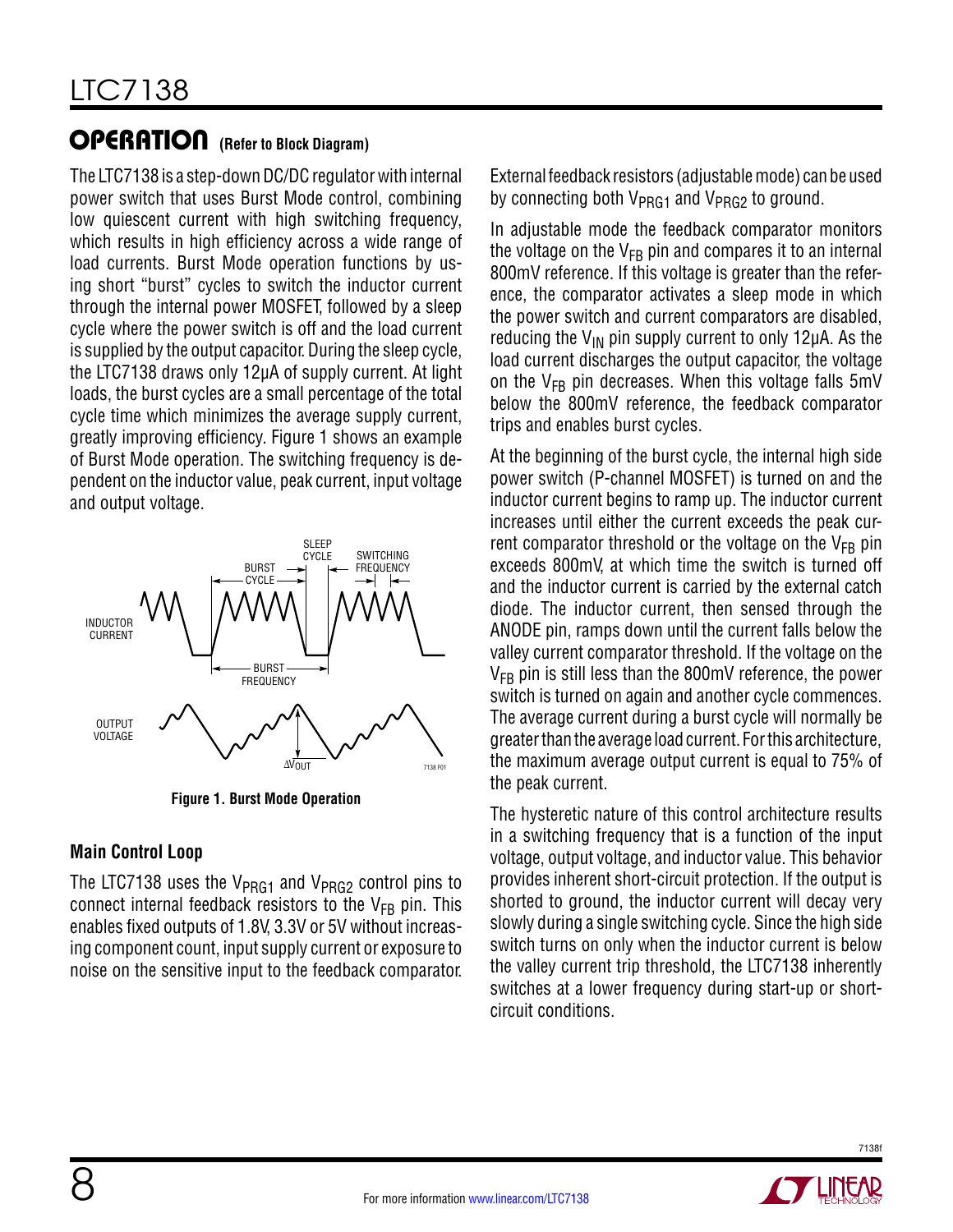## OPERATION (Refer to Block Diagram)

The LTC7138 is a step-down DC/DC regulator with internal power switch that uses Burst Mode control, combining low quiescent current with high switching frequency, which results in high efficiency across a wide range of load currents. Burst Mode operation functions by using short "burst" cycles to switch the inductor current through the internal power MOSFET, followed by a sleep cycle where the power switch is off and the load current is supplied by the output capacitor. During the sleep cycle, the LTC7138 draws only 12µA of supply current. At light loads, the burst cycles are a small percentage of the total cycle time which minimizes the average supply current, greatly improving efficiency. Figure 1 shows an example of Burst Mode operation. The switching frequency is dependent on the inductor value, peak current, input voltage and output voltage.

**Figure 1. Burst Mode Operation**

### Main Control Loop

The LTC7138 uses the $V_{PRG1}$ and $V_{PRG2}$ control pins to connect internal feedback resistors to the $V_{FB}$ pin. This enables fixed outputs of 1.8V, 3.3V or 5V without increasing component count, input supply current or exposure to noise on the sensitive input to the feedback comparator. External feedback resistors (adjustable mode) can be used by connecting both $V_{PRG1}$ and $V_{PRG2}$ to ground.

In adjustable mode the feedback comparator monitors the voltage on the $V_{FB}$ pin and compares it to an internal 800mV reference. If this voltage is greater than the reference, the comparator activates a sleep mode in which the power switch and current comparators are disabled, reducing the $V_{IN}$ pin supply current to only 12µA. As the load current discharges the output capacitor, the voltage on the $V_{FB}$ pin decreases. When this voltage falls 5mV below the 800mV reference, the feedback comparator trips and enables burst cycles.

At the beginning of the burst cycle, the internal high side power switch (P-channel MOSFET) is turned on and the inductor current begins to ramp up. The inductor current increases until either the current exceeds the peak current comparator threshold or the voltage on the $V_{FB}$ pin exceeds 800mV, at which time the switch is turned off and the inductor current is carried by the external catch diode. The inductor current, then sensed through the ANODE pin, ramps down until the current falls below the valley current comparator threshold. If the voltage on the $V_{FB}$ pin is still less than the 800mV reference, the power switch is turned on again and another cycle commences. The average current during a burst cycle will normally be greater than the average load current. For this architecture, the maximum average output current is equal to 75% of the peak current.

The hysteretic nature of this control architecture results in a switching frequency that is a function of the input voltage, output voltage, and inductor value. This behavior provides inherent short-circuit protection. If the output is shorted to ground, the inductor current will decay very slowly during a single switching cycle. Since the high side switch turns on only when the inductor current is below the valley current trip threshold, the LTC7138 inherently switches at a lower frequency during start-up or short-circuit conditions.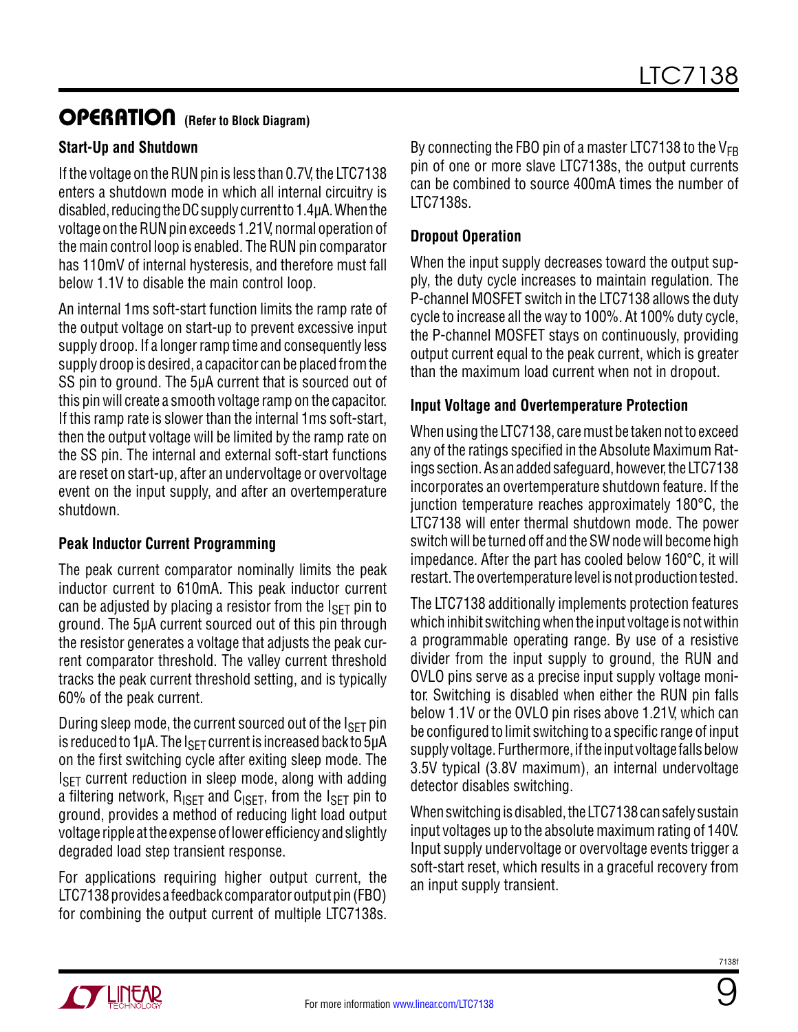## OPERATION (Refer to Block Diagram)

### Start-Up and Shutdown

If the voltage on the RUN pin is less than 0.7V, the LTC7138 enters a shutdown mode in which all internal circuitry is disabled, reducing the DC supply current to 1.4µA. When the voltage on the RUN pin exceeds 1.21V, normal operation of the main control loop is enabled. The RUN pin comparator has 110mV of internal hysteresis, and therefore must fall below 1.1V to disable the main control loop.

An internal 1ms soft-start function limits the ramp rate of the output voltage on start-up to prevent excessive input supply droop. If a longer ramp time and consequently less supply droop is desired, a capacitor can be placed from the SS pin to ground. The 5µA current that is sourced out of this pin will create a smooth voltage ramp on the capacitor. If this ramp rate is slower than the internal 1ms soft-start, then the output voltage will be limited by the ramp rate on the SS pin. The internal and external soft-start functions are reset on start-up, after an undervoltage or overvoltage event on the input supply, and after an overtemperature shutdown.

### Peak Inductor Current Programming

The peak current comparator nominally limits the peak inductor current to 610mA. This peak inductor current can be adjusted by placing a resistor from the $I_{SET}$ pin to ground. The 5µA current sourced out of this pin through the resistor generates a voltage that adjusts the peak current comparator threshold. The valley current threshold tracks the peak current threshold setting, and is typically 60% of the peak current.

During sleep mode, the current sourced out of the $I_{SET}$ pin is reduced to 1µA. The $I_{SET}$ current is increased back to 5µA on the first switching cycle after exiting sleep mode. The $I_{SET}$ current reduction in sleep mode, along with adding a filtering network, $R_{ISET}$ and $C_{ISET}$, from the $I_{SET}$ pin to ground, provides a method of reducing light load output voltage ripple at the expense of lower efficiency and slightly degraded load step transient response.

For applications requiring higher output current, the LTC7138 provides a feedback comparator output pin (FBO) for combining the output current of multiple LTC7138s. By connecting the FBO pin of a master LTC7138 to the $V_{FB}$ pin of one or more slave LTC7138s, the output currents can be combined to source 400mA times the number of LTC7138s.

### Dropout Operation

When the input supply decreases toward the output supply, the duty cycle increases to maintain regulation. The P-channel MOSFET switch in the LTC7138 allows the duty cycle to increase all the way to 100%. At 100% duty cycle, the P-channel MOSFET stays on continuously, providing output current equal to the peak current, which is greater than the maximum load current when not in dropout.

### Input Voltage and Overtemperature Protection

When using the LTC7138, care must be taken not to exceed any of the ratings specified in the Absolute Maximum Ratings section. As an added safeguard, however, the LTC7138 incorporates an overtemperature shutdown feature. If the junction temperature reaches approximately 180°C, the LTC7138 will enter thermal shutdown mode. The power switch will be turned off and the SW node will become high impedance. After the part has cooled below 160°C, it will restart. The overtemperature level is not production tested.

The LTC7138 additionally implements protection features which inhibit switching when the input voltage is not within a programmable operating range. By use of a resistive divider from the input supply to ground, the RUN and OVLO pins serve as a precise input supply voltage monitor. Switching is disabled when either the RUN pin falls below 1.1V or the OVLO pin rises above 1.21V, which can be configured to limit switching to a specific range of input supply voltage. Furthermore, if the input voltage falls below 3.5V typical (3.8V maximum), an internal undervoltage detector disables switching.

When switching is disabled, the LTC7138 can safely sustain input voltages up to the absolute maximum rating of 140V. Input supply undervoltage or overvoltage events trigger a soft-start reset, which results in a graceful recovery from an input supply transient.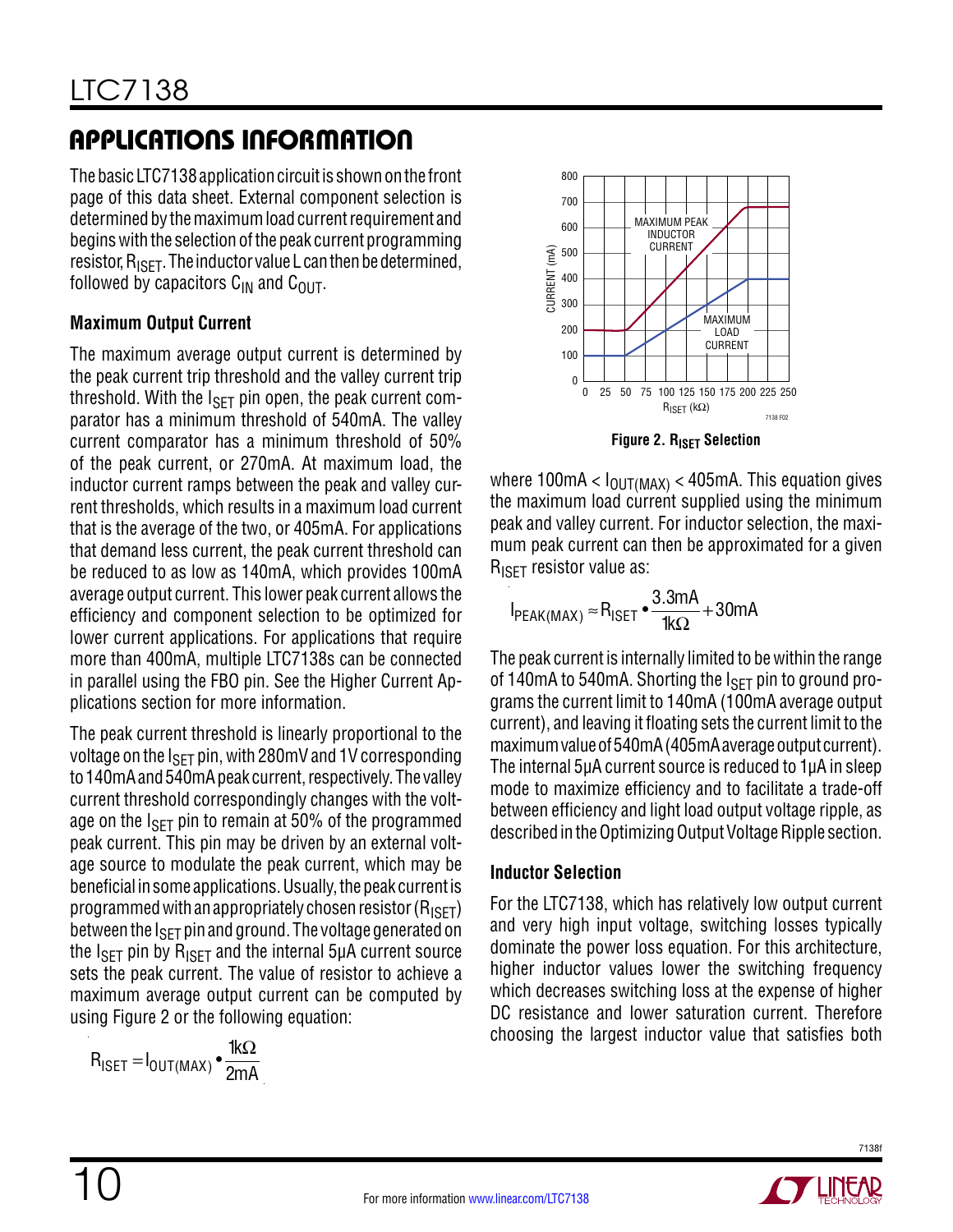## APPLICATIONS INFORMATION

The basic LTC7138 application circuit is shown on the front page of this data sheet. External component selection is determined by the maximum load current requirement and begins with the selection of the peak current programming resistor, $R_{ISET}$. The inductor value L can then be determined, followed by capacitors $C_{IN}$ and $C_{OUT}$.

### Maximum Output Current

The maximum average output current is determined by the peak current trip threshold and the valley current trip threshold. With the $I_{SET}$ pin open, the peak current comparator has a minimum threshold of 540mA. The valley current comparator has a minimum threshold of 50% of the peak current, or 270mA. At maximum load, the inductor current ramps between the peak and valley current thresholds, which results in a maximum load current that is the average of the two, or 405mA. For applications that demand less current, the peak current threshold can be reduced to as low as 140mA, which provides 100mA average output current. This lower peak current allows the efficiency and component selection to be optimized for lower current applications. For applications that require more than 400mA, multiple LTC7138s can be connected in parallel using the FBO pin. See the Higher Current Applications section for more information.

The peak current threshold is linearly proportional to the voltage on the $I_{SET}$ pin, with 280mV and 1V corresponding to 140mA and 540mA peak current, respectively. The valley current threshold correspondingly changes with the voltage on the $I_{SET}$ pin to remain at 50% of the programmed peak current. This pin may be driven by an external voltage source to modulate the peak current, which may be beneficial in some applications. Usually, the peak current is programmed with an appropriately chosen resistor ($R_{ISET}$) between the $I_{SET}$ pin and ground. The voltage generated on the $I_{SET}$ pin by $R_{ISET}$ and the internal 5µA current source sets the peak current. The value of resistor to achieve a maximum average output current can be computed by using Figure 2 or the following equation:

$$R_{ISET} = I_{OUT(MAX)} \bullet \frac{1k\Omega}{2mA}$$

**Figure 2. $R_{ISET}$ Selection**

where $100mA < I_{OUT(MAX)} < 405mA$. This equation gives the maximum load current supplied using the minimum peak and valley current. For inductor selection, the maximum peak current can then be approximated for a given $R_{ISET}$ resistor value as:

$$I_{PEAK(MAX)} \approx R_{ISET} \bullet \frac{3.3mA}{1k\Omega} + 30mA$$

The peak current is internally limited to be within the range of 140mA to 540mA. Shorting the $I_{SET}$ pin to ground programs the current limit to 140mA (100mA average output current), and leaving it floating sets the current limit to the maximum value of 540mA (405mA average output current). The internal 5µA current source is reduced to 1µA in sleep mode to maximize efficiency and to facilitate a trade-off between efficiency and light load output voltage ripple, as described in the Optimizing Output Voltage Ripple section.

### Inductor Selection

For the LTC7138, which has relatively low output current and very high input voltage, switching losses typically dominate the power loss equation. For this architecture, higher inductor values lower the switching frequency which decreases switching loss at the expense of higher DC resistance and lower saturation current. Therefore choosing the largest inductor value that satisfies both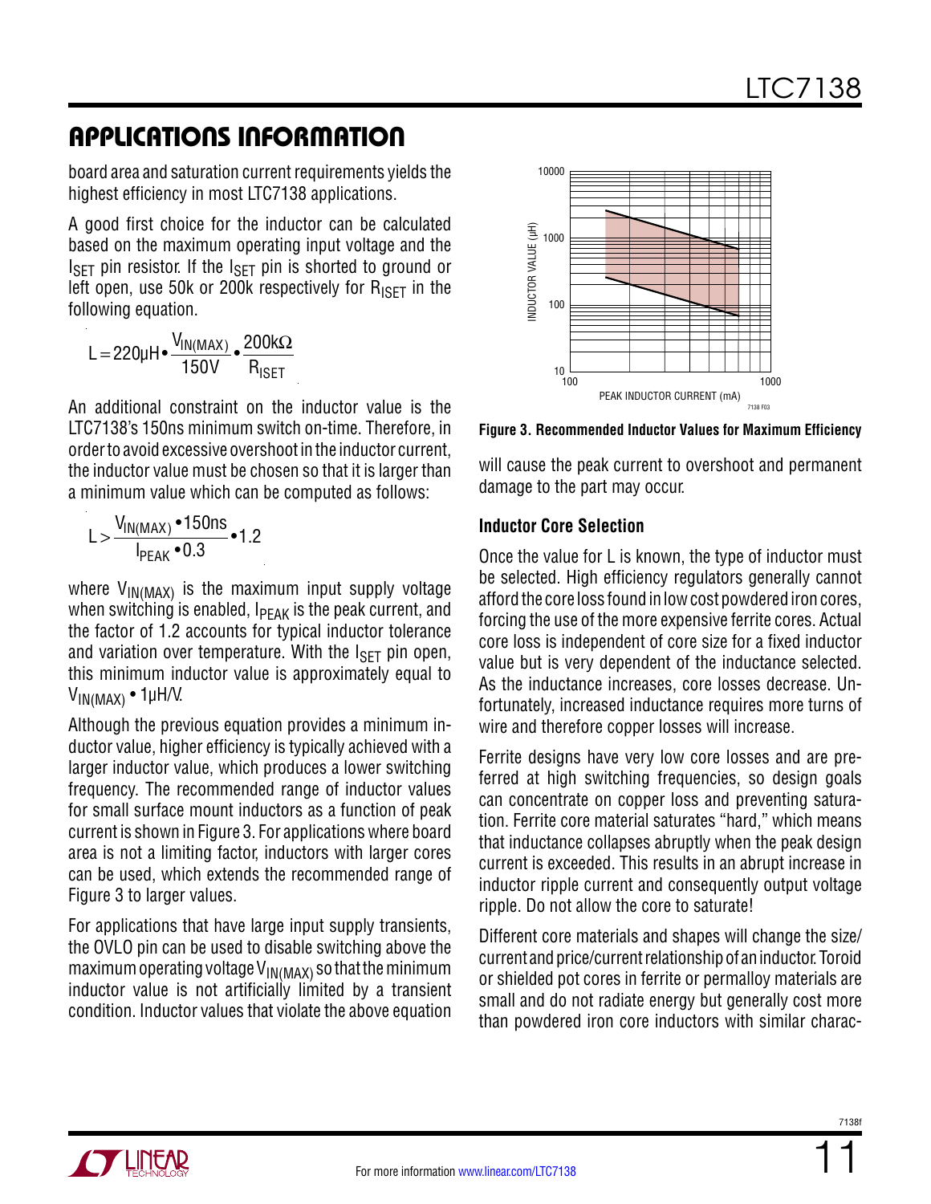## APPLICATIONS INFORMATION

board area and saturation current requirements yields the highest efficiency in most LTC7138 applications.

A good first choice for the inductor can be calculated based on the maximum operating input voltage and the $I_{SET}$ pin resistor. If the $I_{SET}$ pin is shorted to ground or left open, use 50k or 200k respectively for $R_{ISET}$ in the following equation.

$$L = 220\mu H \bullet \frac{V_{IN(MAX)}}{150V} \bullet \frac{200k\Omega}{R_{ISET}}$$

An additional constraint on the inductor value is the LTC7138's 150ns minimum switch on-time. Therefore, in order to avoid excessive overshoot in the inductor current, the inductor value must be chosen so that it is larger than a minimum value which can be computed as follows:

$$L > \frac{V_{IN(MAX)} \bullet 150ns}{I_{PEAK} \bullet 0.3} \bullet 1.2$$

where $V_{IN(MAX)}$ is the maximum input supply voltage when switching is enabled, $I_{PEAK}$ is the peak current, and the factor of 1.2 accounts for typical inductor tolerance and variation over temperature. With the $I_{SET}$ pin open, this minimum inductor value is approximately equal to $V_{IN(MAX)} \bullet 1\mu H/V$.

Although the previous equation provides a minimum inductor value, higher efficiency is typically achieved with a larger inductor value, which produces a lower switching frequency. The recommended range of inductor values for small surface mount inductors as a function of peak current is shown in Figure 3. For applications where board area is not a limiting factor, inductors with larger cores can be used, which extends the recommended range of Figure 3 to larger values.

For applications that have large input supply transients, the OVLO pin can be used to disable switching above the maximum operating voltage $V_{IN(MAX)}$ so that the minimum inductor value is not artificially limited by a transient condition. Inductor values that violate the above equation will cause the peak current to overshoot and permanent damage to the part may occur.

**Figure 3. Recommended Inductor Values for Maximum Efficiency**

### Inductor Core Selection

Once the value for L is known, the type of inductor must be selected. High efficiency regulators generally cannot afford the core loss found in low cost powdered iron cores, forcing the use of the more expensive ferrite cores. Actual core loss is independent of core size for a fixed inductor value but is very dependent of the inductance selected. As the inductance increases, core losses decrease. Unfortunately, increased inductance requires more turns of wire and therefore copper losses will increase.

Ferrite designs have very low core losses and are preferred at high switching frequencies, so design goals can concentrate on copper loss and preventing saturation. Ferrite core material saturates "hard," which means that inductance collapses abruptly when the peak design current is exceeded. This results in an abrupt increase in inductor ripple current and consequently output voltage ripple. Do not allow the core to saturate!

Different core materials and shapes will change the size/current and price/current relationship of an inductor. Toroid or shielded pot cores in ferrite or permalloy materials are small and do not radiate energy but generally cost more than powdered iron core inductors with similar charac-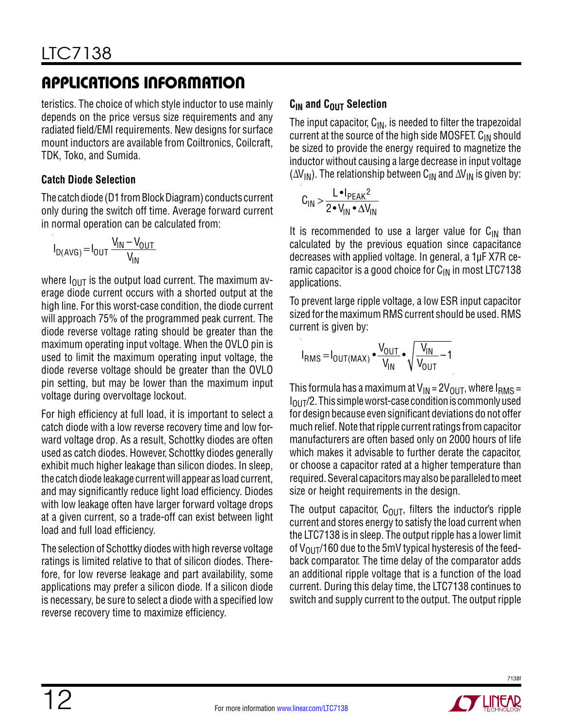## APPLICATIONS INFORMATION

teristics. The choice of which style inductor to use mainly depends on the price versus size requirements and any radiated field/EMI requirements. New designs for surface mount inductors are available from Coiltronics, Coilcraft, TDK, Toko, and Sumida.

### Catch Diode Selection

The catch diode (D1 from Block Diagram) conducts current only during the switch off time. Average forward current in normal operation can be calculated from:

$$I_{D(AVG)} = I_{OUT}\frac{V_{IN} - V_{OUT}}{V_{IN}}$$

where $I_{OUT}$ is the output load current. The maximum average diode current occurs with a shorted output at the high line. For this worst-case condition, the diode current will approach 75% of the programmed peak current. The diode reverse voltage rating should be greater than the maximum operating input voltage. When the OVLO pin is used to limit the maximum operating input voltage, the diode reverse voltage should be greater than the OVLO pin setting, but may be lower than the maximum input voltage during overvoltage lockout.

For high efficiency at full load, it is important to select a catch diode with a low reverse recovery time and low forward voltage drop. As a result, Schottky diodes are often used as catch diodes. However, Schottky diodes generally exhibit much higher leakage than silicon diodes. In sleep, the catch diode leakage current will appear as load current, and may significantly reduce light load efficiency. Diodes with low leakage often have larger forward voltage drops at a given current, so a trade-off can exist between light load and full load efficiency.

The selection of Schottky diodes with high reverse voltage ratings is limited relative to that of silicon diodes. Therefore, for low reverse leakage and part availability, some applications may prefer a silicon diode. If a silicon diode is necessary, be sure to select a diode with a specified low reverse recovery time to maximize efficiency.

### $C_{IN}$ and $C_{OUT}$ Selection

The input capacitor, $C_{IN}$, is needed to filter the trapezoidal current at the source of the high side MOSFET. $C_{IN}$ should be sized to provide the energy required to magnetize the inductor without causing a large decrease in input voltage ($\Delta V_{IN}$). The relationship between $C_{IN}$ and $\Delta V_{IN}$ is given by:

$$C_{IN} > \frac{L \bullet I_{PEAK}^2}{2 \bullet V_{IN} \bullet \Delta V_{IN}}$$

It is recommended to use a larger value for $C_{IN}$ than calculated by the previous equation since capacitance decreases with applied voltage. In general, a 1µF X7R ceramic capacitor is a good choice for $C_{IN}$ in most LTC7138 applications.

To prevent large ripple voltage, a low ESR input capacitor sized for the maximum RMS current should be used. RMS current is given by:

$$I_{RMS} = I_{OUT(MAX)} \bullet \frac{V_{OUT}}{V_{IN}} \bullet \sqrt{\frac{V_{IN}}{V_{OUT}} - 1}$$

This formula has a maximum at $V_{IN} = 2V_{OUT}$, where $I_{RMS} = I_{OUT}/2$. This simple worst-case condition is commonly used for design because even significant deviations do not offer much relief. Note that ripple current ratings from capacitor manufacturers are often based only on 2000 hours of life which makes it advisable to further derate the capacitor, or choose a capacitor rated at a higher temperature than required. Several capacitors may also be paralleled to meet size or height requirements in the design.

The output capacitor, $C_{OUT}$, filters the inductor's ripple current and stores energy to satisfy the load current when the LTC7138 is in sleep. The output ripple has a lower limit of $V_{OUT}/160$ due to the 5mV typical hysteresis of the feedback comparator. The time delay of the comparator adds an additional ripple voltage that is a function of the load current. During this delay time, the LTC7138 continues to switch and supply current to the output. The output ripple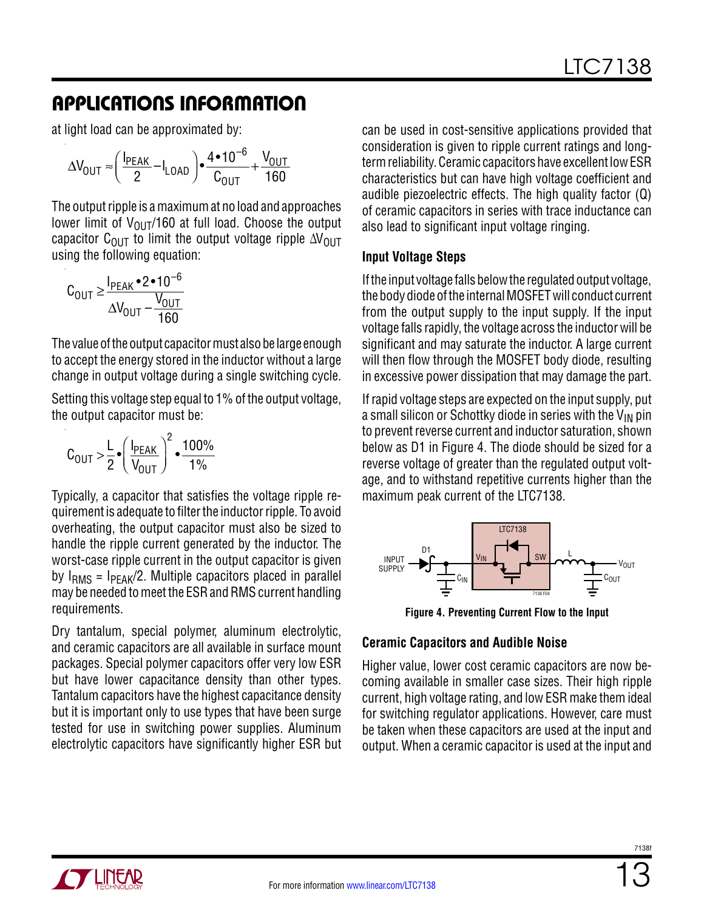## APPLICATIONS INFORMATION

at light load can be approximated by:

$$\Delta V_{OUT} \approx \left(\frac{I_{PEAK}}{2} - I_{LOAD}\right) \bullet \frac{4 \bullet 10^{-6}}{C_{OUT}} + \frac{V_{OUT}}{160}$$

The output ripple is a maximum at no load and approaches lower limit of $V_{OUT}/160$ at full load. Choose the output capacitor $C_{OUT}$ to limit the output voltage ripple $\Delta V_{OUT}$ using the following equation:

$$C_{OUT} \geq \frac{I_{PEAK} \bullet 2 \bullet 10^{-6}}{\Delta V_{OUT} - \frac{V_{OUT}}{160}}$$

The value of the output capacitor must also be large enough to accept the energy stored in the inductor without a large change in output voltage during a single switching cycle.

Setting this voltage step equal to 1% of the output voltage, the output capacitor must be:

$$C_{OUT} > \frac{L}{2} \bullet \left(\frac{I_{PEAK}}{V_{OUT}}\right)^2 \bullet \frac{100\%}{1\%}$$

Typically, a capacitor that satisfies the voltage ripple requirement is adequate to filter the inductor ripple. To avoid overheating, the output capacitor must also be sized to handle the ripple current generated by the inductor. The worst-case ripple current in the output capacitor is given by $I_{RMS} = I_{PEAK}/2$. Multiple capacitors placed in parallel may be needed to meet the ESR and RMS current handling requirements.

Dry tantalum, special polymer, aluminum electrolytic, and ceramic capacitors are all available in surface mount packages. Special polymer capacitors offer very low ESR but have lower capacitance density than other types. Tantalum capacitors have the highest capacitance density but it is important only to use types that have been surge tested for use in switching power supplies. Aluminum electrolytic capacitors have significantly higher ESR but can be used in cost-sensitive applications provided that consideration is given to ripple current ratings and long-term reliability. Ceramic capacitors have excellent low ESR characteristics but can have high voltage coefficient and audible piezoelectric effects. The high quality factor (Q) of ceramic capacitors in series with trace inductance can also lead to significant input voltage ringing.

### Input Voltage Steps

If the input voltage falls below the regulated output voltage, the body diode of the internal MOSFET will conduct current from the output supply to the input supply. If the input voltage falls rapidly, the voltage across the inductor will be significant and may saturate the inductor. A large current will then flow through the MOSFET body diode, resulting in excessive power dissipation that may damage the part.

If rapid voltage steps are expected on the input supply, put a small silicon or Schottky diode in series with the $V_{IN}$ pin to prevent reverse current and inductor saturation, shown below as D1 in Figure 4. The diode should be sized for a reverse voltage of greater than the regulated output voltage, and to withstand repetitive currents higher than the maximum peak current of the LTC7138.

Figure 4. Preventing Current Flow to the Input

### Ceramic Capacitors and Audible Noise

Higher value, lower cost ceramic capacitors are now becoming available in smaller case sizes. Their high ripple current, high voltage rating, and low ESR make them ideal for switching regulator applications. However, care must be taken when these capacitors are used at the input and output. When a ceramic capacitor is used at the input and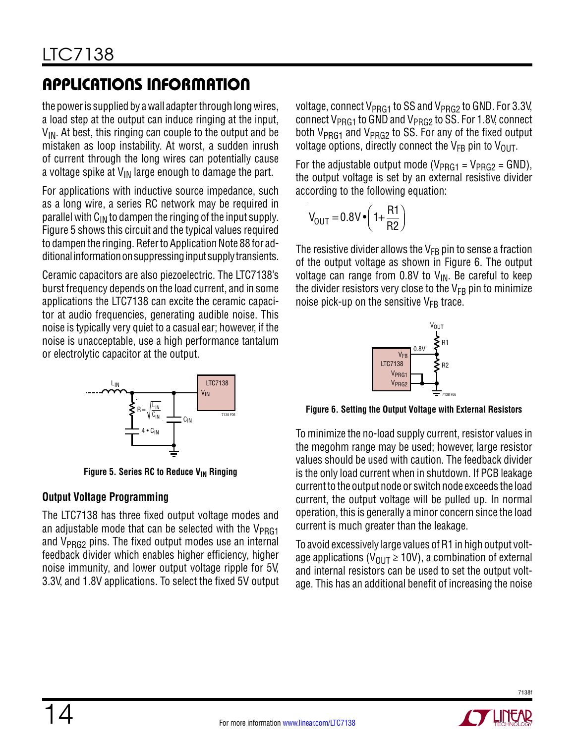## APPLICATIONS INFORMATION

the power is supplied by a wall adapter through long wires, a load step at the output can induce ringing at the input, $V_{IN}$. At best, this ringing can couple to the output and be mistaken as loop instability. At worst, a sudden inrush of current through the long wires can potentially cause a voltage spike at $V_{IN}$ large enough to damage the part.

For applications with inductive source impedance, such as a long wire, a series RC network may be required in parallel with $C_{IN}$ to dampen the ringing of the input supply. Figure 5 shows this circuit and the typical values required to dampen the ringing. Refer to Application Note 88 for additional information on suppressing input supply transients.

Ceramic capacitors are also piezoelectric. The LTC7138's burst frequency depends on the load current, and in some applications the LTC7138 can excite the ceramic capacitor at audio frequencies, generating audible noise. This noise is typically very quiet to a casual ear; however, if the noise is unacceptable, use a high performance tantalum or electrolytic capacitor at the output.

**Figure 5. Series RC to Reduce $V_{IN}$ Ringing**

### Output Voltage Programming

The LTC7138 has three fixed output voltage modes and an adjustable mode that can be selected with the $V_{PRG1}$ and $V_{PRG2}$ pins. The fixed output modes use an internal feedback divider which enables higher efficiency, higher noise immunity, and lower output voltage ripple for 5V, 3.3V, and 1.8V applications. To select the fixed 5V output voltage, connect $V_{PRG1}$ to SS and $V_{PRG2}$ to GND. For 3.3V, connect $V_{PRG1}$ to GND and $V_{PRG2}$ to SS. For 1.8V, connect both $V_{PRG1}$ and $V_{PRG2}$ to SS. For any of the fixed output voltage options, directly connect the $V_{FB}$ pin to $V_{OUT}$.

For the adjustable output mode ($V_{PRG1} = V_{PRG2} = GND$), the output voltage is set by an external resistive divider according to the following equation:

$$V_{OUT} = 0.8V \bullet \left(1 + \frac{R1}{R2}\right)$$

The resistive divider allows the $V_{FB}$ pin to sense a fraction of the output voltage as shown in Figure 6. The output voltage can range from 0.8V to $V_{IN}$. Be careful to keep the divider resistors very close to the $V_{FB}$ pin to minimize noise pick-up on the sensitive $V_{FB}$ trace.

**Figure 6. Setting the Output Voltage with External Resistors**

To minimize the no-load supply current, resistor values in the megohm range may be used; however, large resistor values should be used with caution. The feedback divider is the only load current when in shutdown. If PCB leakage current to the output node or switch node exceeds the load current, the output voltage will be pulled up. In normal operation, this is generally a minor concern since the load current is much greater than the leakage.

To avoid excessively large values of R1 in high output voltage applications ($V_{OUT} \geq 10V$), a combination of external and internal resistors can be used to set the output voltage. This has an additional benefit of increasing the noise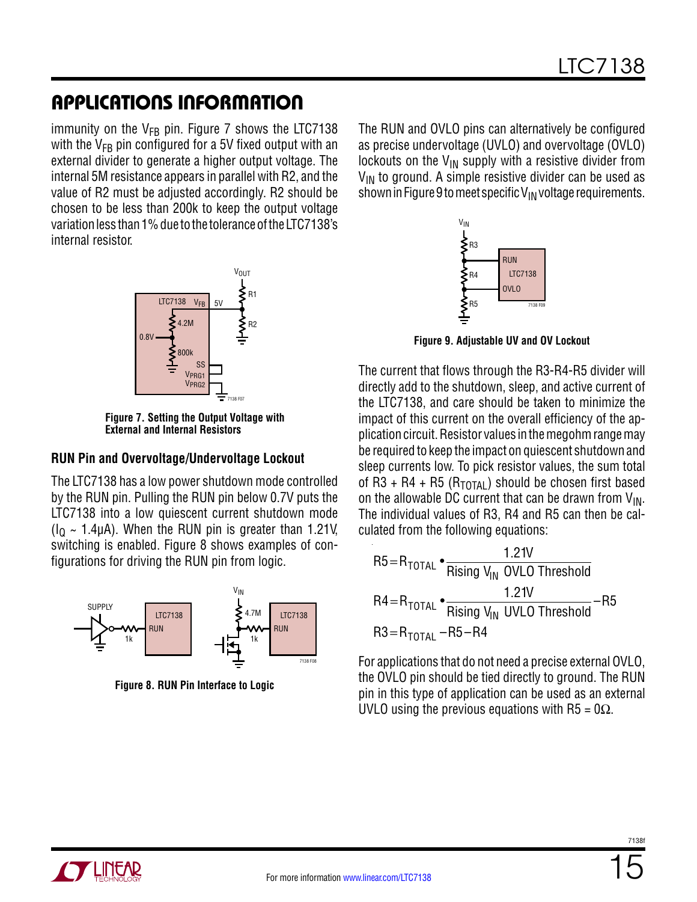## APPLICATIONS INFORMATION

immunity on the $V_{FB}$ pin. Figure 7 shows the LTC7138 with the $V_{FB}$ pin configured for a 5V fixed output with an external divider to generate a higher output voltage. The internal 5M resistance appears in parallel with R2, and the value of R2 must be adjusted accordingly. R2 should be chosen to be less than 200k to keep the output voltage variation less than 1% due to the tolerance of the LTC7138's internal resistor.

**Figure 7. Setting the Output Voltage with External and Internal Resistors**

### RUN Pin and Overvoltage/Undervoltage Lockout

The LTC7138 has a low power shutdown mode controlled by the RUN pin. Pulling the RUN pin below 0.7V puts the LTC7138 into a low quiescent current shutdown mode ($I_Q$ ~ 1.4µA). When the RUN pin is greater than 1.21V, switching is enabled. Figure 8 shows examples of configurations for driving the RUN pin from logic.

**Figure 8. RUN Pin Interface to Logic**

The RUN and OVLO pins can alternatively be configured as precise undervoltage (UVLO) and overvoltage (OVLO) lockouts on the $V_{IN}$ supply with a resistive divider from $V_{IN}$ to ground. A simple resistive divider can be used as shown in Figure 9 to meet specific $V_{IN}$ voltage requirements.

**Figure 9. Adjustable UV and OV Lockout**

The current that flows through the R3-R4-R5 divider will directly add to the shutdown, sleep, and active current of the LTC7138, and care should be taken to minimize the impact of this current on the overall efficiency of the application circuit. Resistor values in the megohm range may be required to keep the impact on quiescent shutdown and sleep currents low. To pick resistor values, the sum total of R3 + R4 + R5 ($R_{TOTAL}$) should be chosen first based on the allowable DC current that can be drawn from $V_{IN}$. The individual values of R3, R4 and R5 can then be calculated from the following equations:

$$R5 = R_{TOTAL} \bullet \frac{1.21V}{\text{Rising } V_{IN} \text{ OVLO Threshold}}$$

$$R4 = R_{TOTAL} \bullet \frac{1.21V}{\text{Rising } V_{IN} \text{ UVLO Threshold}} - R5$$

$$R3 = R_{TOTAL} - R5 - R4$$

For applications that do not need a precise external OVLO, the OVLO pin should be tied directly to ground. The RUN pin in this type of application can be used as an external UVLO using the previous equations with R5 = 0Ω.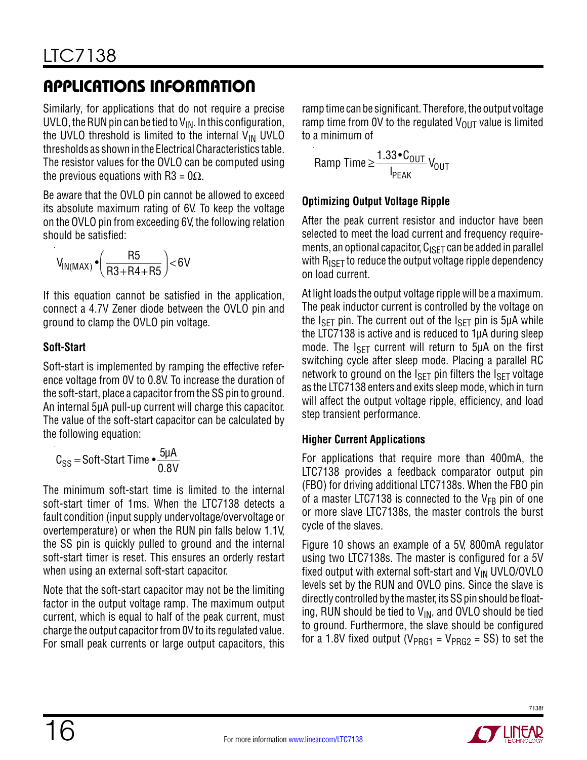## APPLICATIONS INFORMATION

Similarly, for applications that do not require a precise UVLO, the RUN pin can be tied to $V_{IN}$. In this configuration, the UVLO threshold is limited to the internal $V_{IN}$ UVLO thresholds as shown in the Electrical Characteristics table. The resistor values for the OVLO can be computed using the previous equations with R3 = 0Ω.

Be aware that the OVLO pin cannot be allowed to exceed its absolute maximum rating of 6V. To keep the voltage on the OVLO pin from exceeding 6V, the following relation should be satisfied:

$$V_{IN(MAX)} \bullet \left( \frac{R5}{R3+R4+R5} \right) < 6V$$

If this equation cannot be satisfied in the application, connect a 4.7V Zener diode between the OVLO pin and ground to clamp the OVLO pin voltage.

### Soft-Start

Soft-start is implemented by ramping the effective reference voltage from 0V to 0.8V. To increase the duration of the soft-start, place a capacitor from the SS pin to ground. An internal 5µA pull-up current will charge this capacitor. The value of the soft-start capacitor can be calculated by the following equation:

$$C_{SS} = \text{Soft-Start Time} \bullet \frac{5\mu A}{0.8V}$$

The minimum soft-start time is limited to the internal soft-start timer of 1ms. When the LTC7138 detects a fault condition (input supply undervoltage/overvoltage or overtemperature) or when the RUN pin falls below 1.1V, the SS pin is quickly pulled to ground and the internal soft-start timer is reset. This ensures an orderly restart when using an external soft-start capacitor.

Note that the soft-start capacitor may not be the limiting factor in the output voltage ramp. The maximum output current, which is equal to half of the peak current, must charge the output capacitor from 0V to its regulated value. For small peak currents or large output capacitors, this ramp time can be significant. Therefore, the output voltage ramp time from 0V to the regulated $V_{OUT}$ value is limited to a minimum of

$$\text{Ramp Time} \geq \frac{1.33 \bullet C_{OUT}}{I_{PEAK}} V_{OUT}$$

### Optimizing Output Voltage Ripple

After the peak current resistor and inductor have been selected to meet the load current and frequency requirements, an optional capacitor, $C_{ISET}$ can be added in parallel with $R_{ISET}$ to reduce the output voltage ripple dependency on load current.

At light loads the output voltage ripple will be a maximum. The peak inductor current is controlled by the voltage on the $I_{SET}$ pin. The current out of the $I_{SET}$ pin is 5µA while the LTC7138 is active and is reduced to 1µA during sleep mode. The $I_{SET}$ current will return to 5µA on the first switching cycle after sleep mode. Placing a parallel RC network to ground on the $I_{SET}$ pin filters the $I_{SET}$ voltage as the LTC7138 enters and exits sleep mode, which in turn will affect the output voltage ripple, efficiency, and load step transient performance.

### Higher Current Applications

For applications that require more than 400mA, the LTC7138 provides a feedback comparator output pin (FBO) for driving additional LTC7138s. When the FBO pin of a master LTC7138 is connected to the $V_{FB}$ pin of one or more slave LTC7138s, the master controls the burst cycle of the slaves.

Figure 10 shows an example of a 5V, 800mA regulator using two LTC7138s. The master is configured for a 5V fixed output with external soft-start and $V_{IN}$ UVLO/OVLO levels set by the RUN and OVLO pins. Since the slave is directly controlled by the master, its SS pin should be floating, RUN should be tied to $V_{IN}$, and OVLO should be tied to ground. Furthermore, the slave should be configured for a 1.8V fixed output ($V_{PRG1} = V_{PRG2}$ = SS) to set the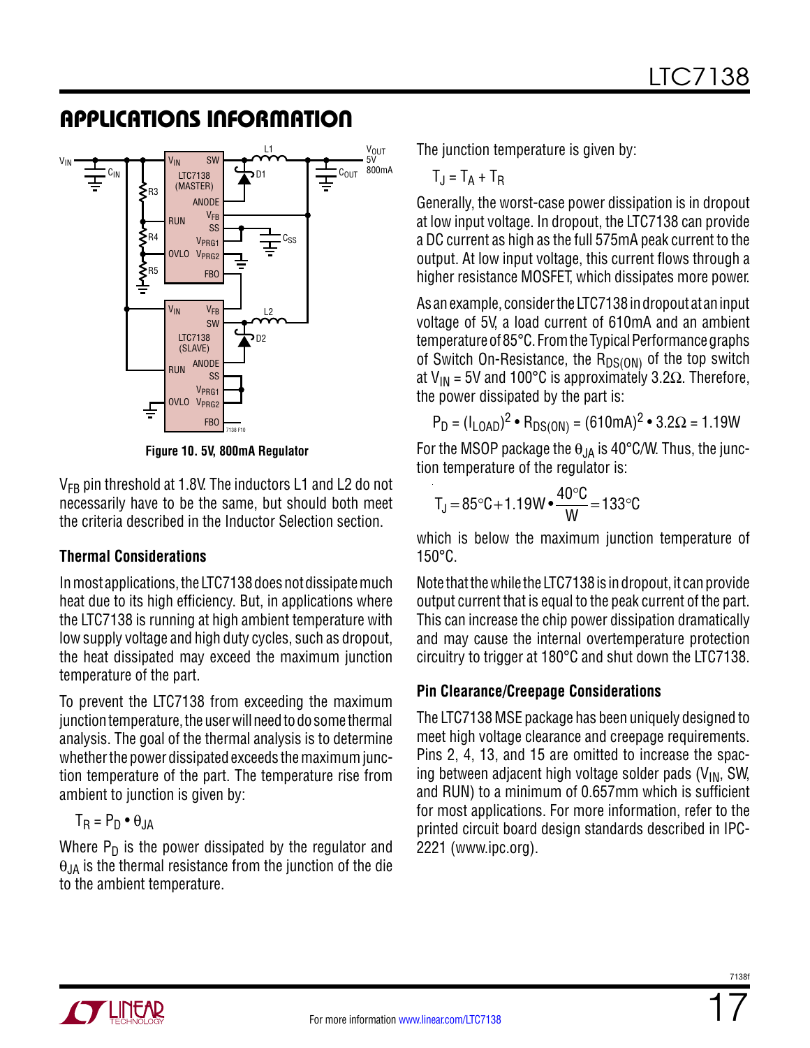## APPLICATIONS INFORMATION

**Figure 10. 5V, 800mA Regulator**

$V_{FB}$ pin threshold at 1.8V. The inductors L1 and L2 do not necessarily have to be the same, but should both meet the criteria described in the Inductor Selection section.

### Thermal Considerations

In most applications, the LTC7138 does not dissipate much heat due to its high efficiency. But, in applications where the LTC7138 is running at high ambient temperature with low supply voltage and high duty cycles, such as dropout, the heat dissipated may exceed the maximum junction temperature of the part.

To prevent the LTC7138 from exceeding the maximum junction temperature, the user will need to do some thermal analysis. The goal of the thermal analysis is to determine whether the power dissipated exceeds the maximum junction temperature of the part. The temperature rise from ambient to junction is given by:

$$T_R = P_D \bullet \theta_{JA}$$

Where $P_D$ is the power dissipated by the regulator and $\theta_{JA}$ is the thermal resistance from the junction of the die to the ambient temperature.

The junction temperature is given by:

$$T_J = T_A + T_R$$

Generally, the worst-case power dissipation is in dropout at low input voltage. In dropout, the LTC7138 can provide a DC current as high as the full 575mA peak current to the output. At low input voltage, this current flows through a higher resistance MOSFET, which dissipates more power.

As an example, consider the LTC7138 in dropout at an input voltage of 5V, a load current of 610mA and an ambient temperature of 85°C. From the Typical Performance graphs of Switch On-Resistance, the $R_{DS(ON)}$ of the top switch at $V_{IN}$ = 5V and 100°C is approximately 3.2Ω. Therefore, the power dissipated by the part is:

$$P_D = (I_{LOAD})^2 \bullet R_{DS(ON)} = (610mA)^2 \bullet 3.2\Omega = 1.19W$$

For the MSOP package the $\theta_{JA}$ is 40°C/W. Thus, the junction temperature of the regulator is:

$$T_J = 85°C + 1.19W \bullet \frac{40°C}{W} = 133°C$$

which is below the maximum junction temperature of 150°C.

Note that the while the LTC7138 is in dropout, it can provide output current that is equal to the peak current of the part. This can increase the chip power dissipation dramatically and may cause the internal overtemperature protection circuitry to trigger at 180°C and shut down the LTC7138.

### Pin Clearance/Creepage Considerations

The LTC7138 MSE package has been uniquely designed to meet high voltage clearance and creepage requirements. Pins 2, 4, 13, and 15 are omitted to increase the spacing between adjacent high voltage solder pads ($V_{IN}$, SW, and RUN) to a minimum of 0.657mm which is sufficient for most applications. For more information, refer to the printed circuit board design standards described in IPC-2221 (www.ipc.org).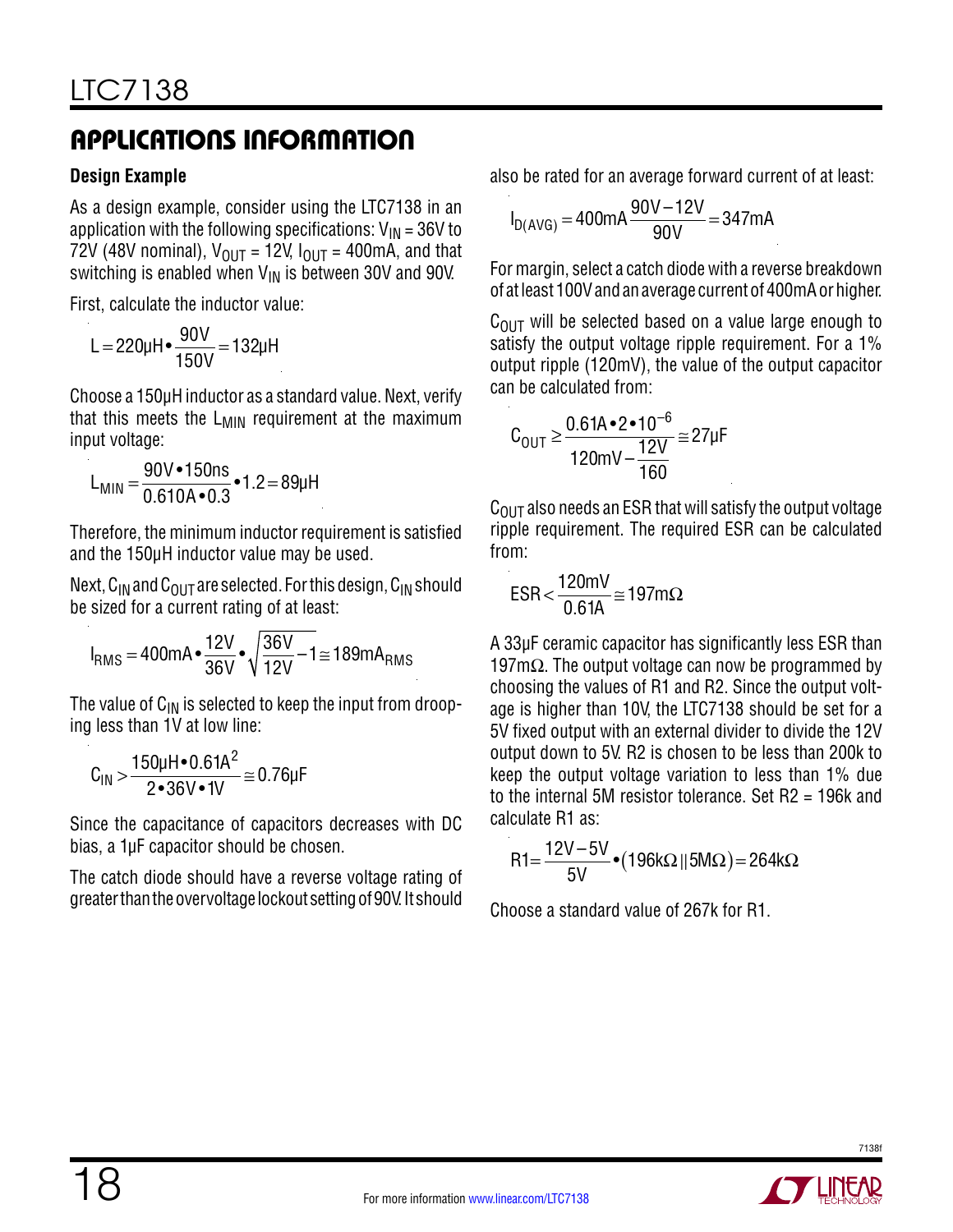## APPLICATIONS INFORMATION

### Design Example

As a design example, consider using the LTC7138 in an application with the following specifications: $V_{IN}$ = 36V to 72V (48V nominal), $V_{OUT}$ = 12V, $I_{OUT}$ = 400mA, and that switching is enabled when $V_{IN}$ is between 30V and 90V.

First, calculate the inductor value:

$$L = 220\mu H \bullet \frac{90V}{150V} = 132\mu H$$

Choose a 150µH inductor as a standard value. Next, verify that this meets the $L_{MIN}$ requirement at the maximum input voltage:

$$L_{MIN} = \frac{90V \bullet 150ns}{0.610A \bullet 0.3} \bullet 1.2 = 89\mu H$$

Therefore, the minimum inductor requirement is satisfied and the 150µH inductor value may be used.

Next, $C_{IN}$ and $C_{OUT}$ are selected. For this design, $C_{IN}$ should be sized for a current rating of at least:

$$I_{RMS} = 400mA \bullet \frac{12V}{36V} \bullet \sqrt{\frac{36V}{12V} - 1} \cong 189mA_{RMS}$$

The value of $C_{IN}$ is selected to keep the input from drooping less than 1V at low line:

$$C_{IN} > \frac{150\mu H \bullet 0.61A^2}{2 \bullet 36V \bullet 1V} \cong 0.76\mu F$$

Since the capacitance of capacitors decreases with DC bias, a 1µF capacitor should be chosen.

The catch diode should have a reverse voltage rating of greater than the overvoltage lockout setting of 90V. It should also be rated for an average forward current of at least:

$$I_{D(AVG)} = 400mA \frac{90V - 12V}{90V} = 347mA$$

For margin, select a catch diode with a reverse breakdown of at least 100V and an average current of 400mA or higher.

$C_{OUT}$ will be selected based on a value large enough to satisfy the output voltage ripple requirement. For a 1% output ripple (120mV), the value of the output capacitor can be calculated from:

$$C_{OUT} \geq \frac{0.61A \bullet 2 \bullet 10^{-6}}{120mV - \frac{12V}{160}} \cong 27\mu F$$

$C_{OUT}$ also needs an ESR that will satisfy the output voltage ripple requirement. The required ESR can be calculated from:

$$ESR < \frac{120mV}{0.61A} \cong 197m\Omega$$

A 33µF ceramic capacitor has significantly less ESR than 197mΩ. The output voltage can now be programmed by choosing the values of R1 and R2. Since the output voltage is higher than 10V, the LTC7138 should be set for a 5V fixed output with an external divider to divide the 12V output down to 5V. R2 is chosen to be less than 200k to keep the output voltage variation to less than 1% due to the internal 5M resistor tolerance. Set R2 = 196k and calculate R1 as:

$$R1 = \frac{12V - 5V}{5V} \bullet (196k\Omega \,||\, 5M\Omega) = 264k\Omega$$

Choose a standard value of 267k for R1.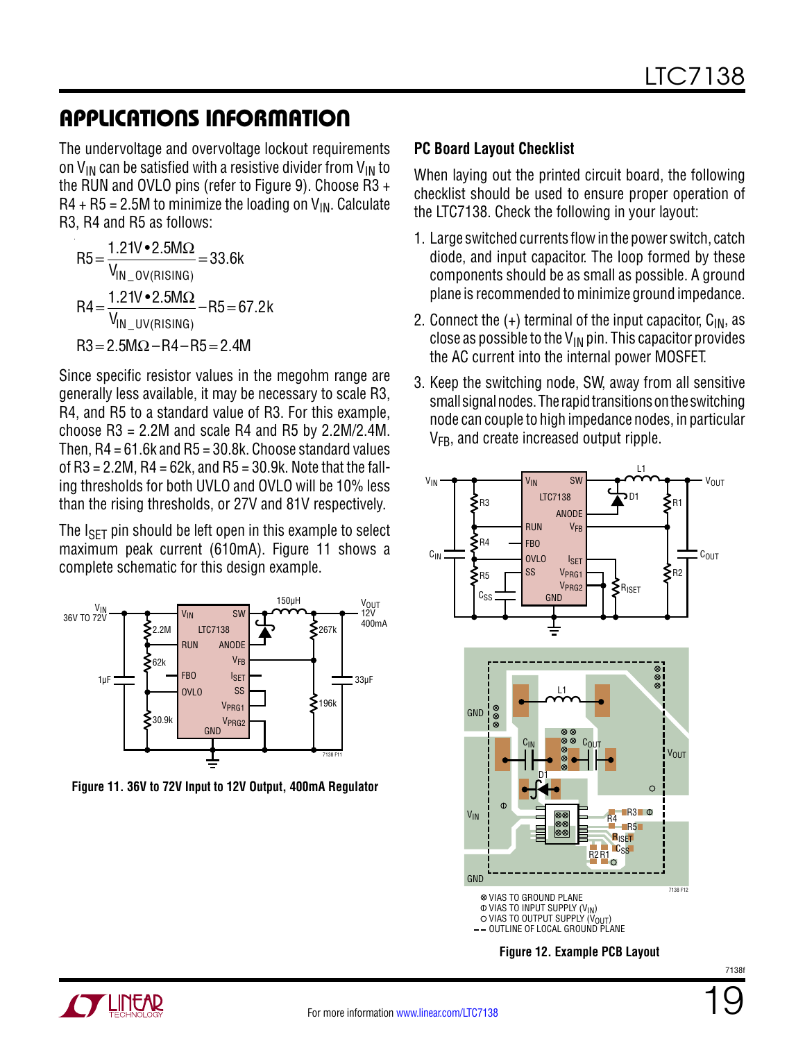## APPLICATIONS INFORMATION

The undervoltage and overvoltage lockout requirements on $V_{IN}$ can be satisfied with a resistive divider from $V_{IN}$ to the RUN and OVLO pins (refer to Figure 9). Choose R3 + R4 + R5 = 2.5M to minimize the loading on $V_{IN}$. Calculate R3, R4 and R5 as follows:

$$R5 = \frac{1.21V \bullet 2.5M\Omega}{V_{IN\_OV(RISING)}} = 33.6k$$

$$R4 = \frac{1.21V \bullet 2.5M\Omega}{V_{IN\_UV(RISING)}} - R5 = 67.2k$$

$$R3 = 2.5M\Omega - R4 - R5 = 2.4M$$

Since specific resistor values in the megohm range are generally less available, it may be necessary to scale R3, R4, and R5 to a standard value of R3. For this example, choose R3 = 2.2M and scale R4 and R5 by 2.2M/2.4M. Then, R4 = 61.6k and R5 = 30.8k. Choose standard values of R3 = 2.2M, R4 = 62k, and R5 = 30.9k. Note that the falling thresholds for both UVLO and OVLO will be 10% less than the rising thresholds, or 27V and 81V respectively.

The $I_{SET}$ pin should be left open in this example to select maximum peak current (610mA). Figure 11 shows a complete schematic for this design example.

**Figure 11. 36V to 72V Input to 12V Output, 400mA Regulator**

### PC Board Layout Checklist

When laying out the printed circuit board, the following checklist should be used to ensure proper operation of the LTC7138. Check the following in your layout:

1. Large switched currents flow in the power switch, catch diode, and input capacitor. The loop formed by these components should be as small as possible. A ground plane is recommended to minimize ground impedance.
2. Connect the (+) terminal of the input capacitor, $C_{IN}$, as close as possible to the $V_{IN}$ pin. This capacitor provides the AC current into the internal power MOSFET.
3. Keep the switching node, SW, away from all sensitive small signal nodes. The rapid transitions on the switching node can couple to high impedance nodes, in particular $V_{FB}$, and create increased output ripple.

⊗ VIAS TO GROUND PLANE
Φ VIAS TO INPUT SUPPLY ($V_{IN}$)
○ VIAS TO OUTPUT SUPPLY ($V_{OUT}$)
-- OUTLINE OF LOCAL GROUND PLANE

**Figure 12. Example PCB Layout**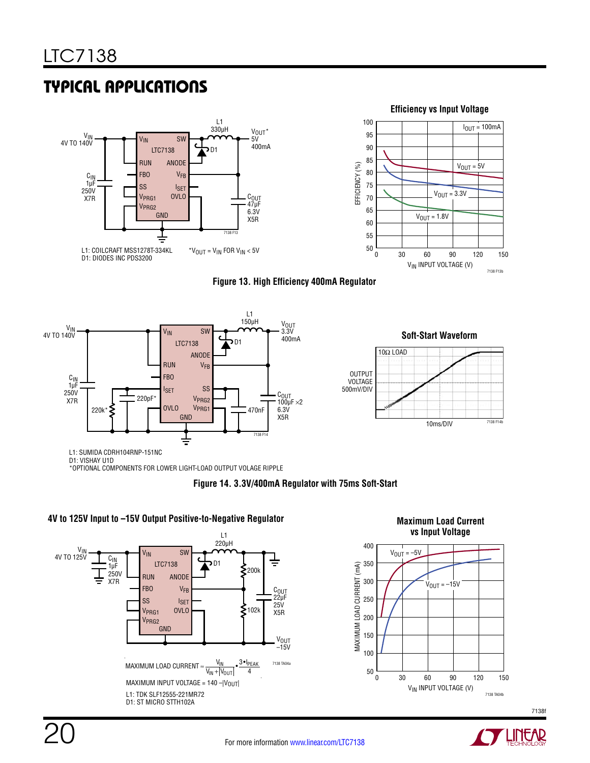## TYPICAL APPLICATIONS

L1: COILCRAFT MSS1278T-334KL
D1: DIODES INC PDS3200

*$V_{OUT} = V_{IN}$ FOR $V_{IN} < 5V$

**Efficiency vs Input Voltage**

Figure 13. High Efficiency 400mA Regulator

L1: SUMIDA CDRH104RNP-151NC
D1: VISHAY U1D
*OPTIONAL COMPONENTS FOR LOWER LIGHT-LOAD OUTPUT VOLAGE RIPPLE

**Soft-Start Waveform**

Figure 14. 3.3V/400mA Regulator with 75ms Soft-Start

**4V to 125V Input to –15V Output Positive-to-Negative Regulator**

$$\text{MAXIMUM LOAD CURRENT} = \frac{V_{IN}}{V_{IN} + |V_{OUT}|} \cdot \frac{3 \cdot I_{PEAK}}{4}$$

$\text{MAXIMUM INPUT VOLTAGE} = 140 - |V_{OUT}|$

L1: TDK SLF12555-221MR72
D1: ST MICRO STTH102A

**Maximum Load Current vs Input Voltage**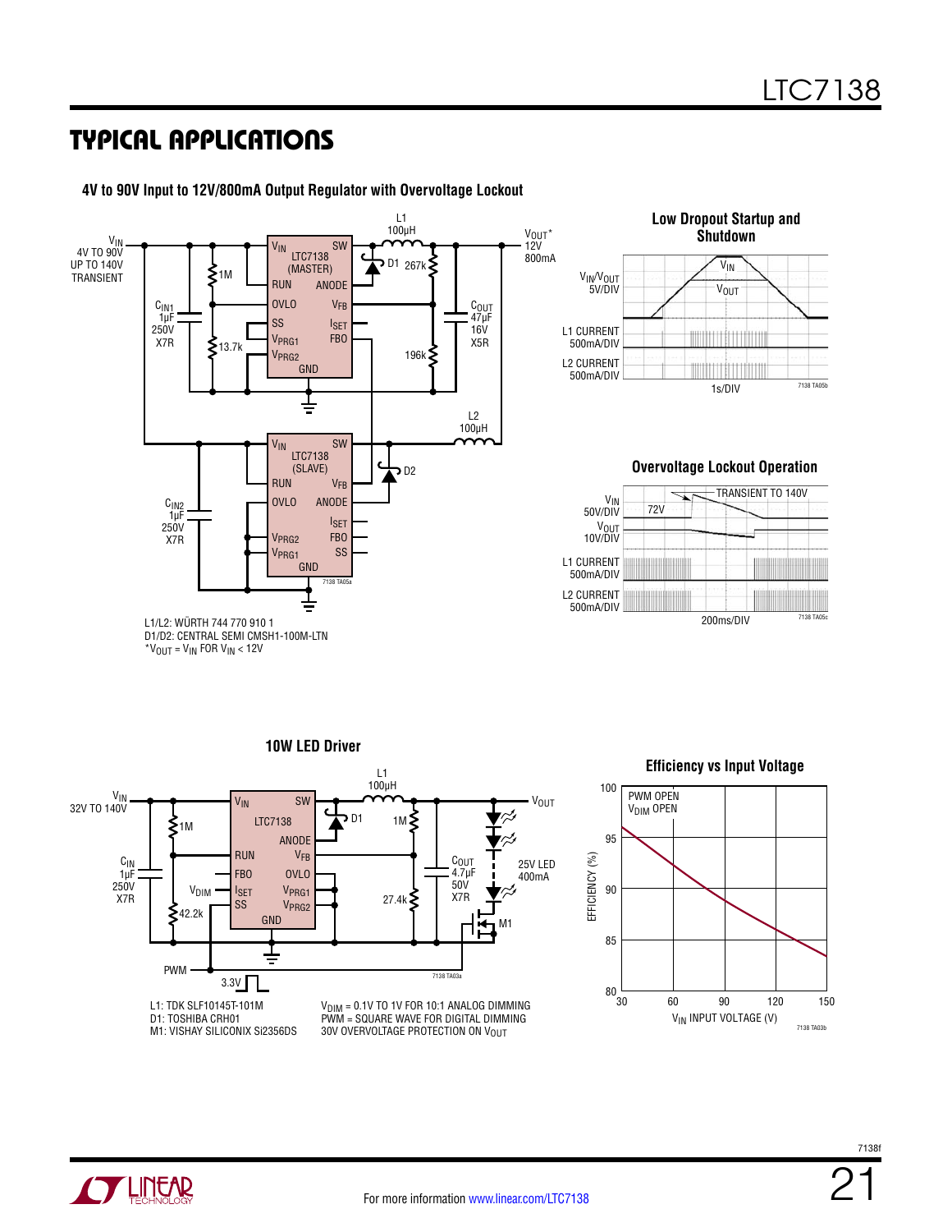## TYPICAL APPLICATIONS

**4V to 90V Input to 12V/800mA Output Regulator with Overvoltage Lockout**

$V_{IN}$ 4V TO 90V UP TO 140V TRANSIENT

$V_{OUT}$* 12V 800mA

L1/L2: WÜRTH 744 770 910 1
D1/D2: CENTRAL SEMI CMSH1-100M-LTN
*$V_{OUT}$ = $V_{IN}$ FOR $V_{IN}$ < 12V

**Low Dropout Startup and Shutdown**

**Overvoltage Lockout Operation**

**10W LED Driver**

$V_{IN}$ 32V TO 140V

L1: TDK SLF10145T-101M
D1: TOSHIBA CRH01
M1: VISHAY SILICONIX Si2356DS

$V_{DIM}$ = 0.1V TO 1V FOR 10:1 ANALOG DIMMING
PWM = SQUARE WAVE FOR DIGITAL DIMMING
30V OVERVOLTAGE PROTECTION ON $V_{OUT}$

**Efficiency vs Input Voltage**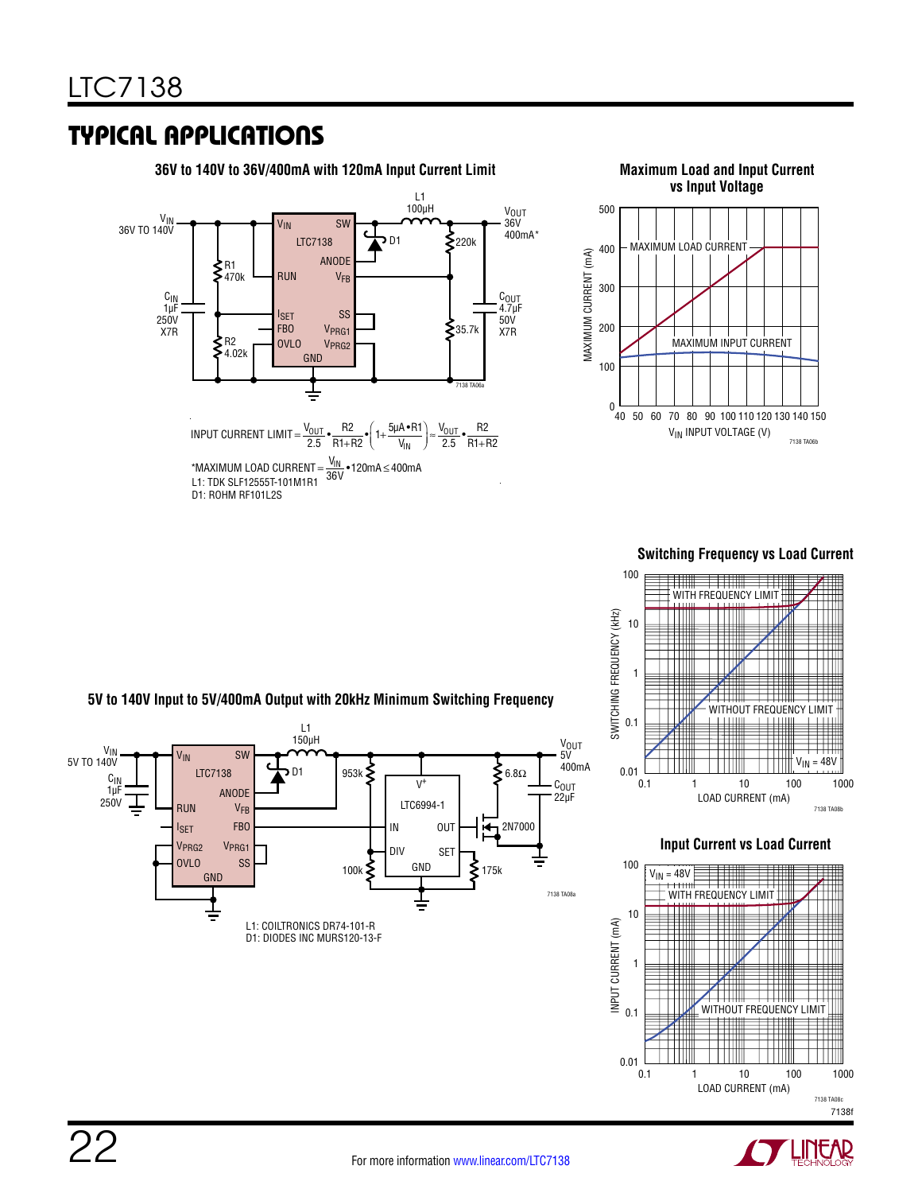## TYPICAL APPLICATIONS

**36V to 140V to 36V/400mA with 120mA Input Current Limit**

$$\text{INPUT CURRENT LIMIT} = \frac{V_{OUT}}{2.5} \bullet \frac{R2}{R1+R2} \bullet \left(1 + \frac{5\mu A \bullet R1}{V_{IN}}\right) \approx \frac{V_{OUT}}{2.5} \bullet \frac{R2}{R1+R2}$$

*MAXIMUM LOAD CURRENT $= \frac{V_{IN}}{36V} \bullet 120mA \leq 400mA$

L1: TDK SLF12555T-101M1R1

D1: ROHM RF101L2S

**Maximum Load and Input Current vs Input Voltage**

**5V to 140V Input to 5V/400mA Output with 20kHz Minimum Switching Frequency**

L1: COILTRONICS DR74-101-R

D1: DIODES INC MURS120-13-F

**Switching Frequency vs Load Current**

**Input Current vs Load Current**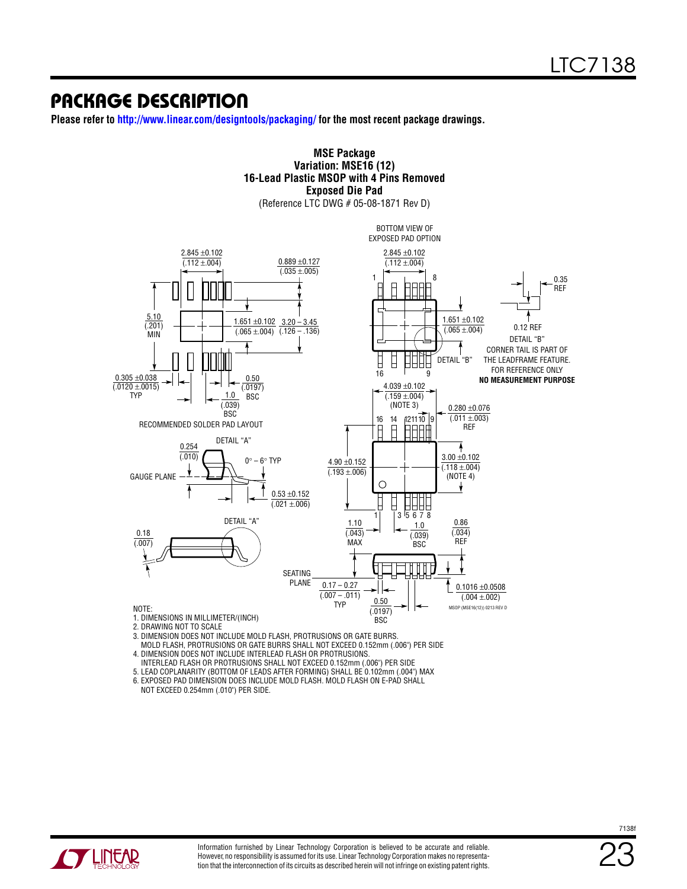# PACKAGE DESCRIPTION

**Please refer to http://www.linear.com/designtools/packaging/ for the most recent package drawings.**

**MSE Package**
**Variation: MSE16 (12)**
**16-Lead Plastic MSOP with 4 Pins Removed**
**Exposed Die Pad**
(Reference LTC DWG # 05-08-1871 Rev D)

RECOMMENDED SOLDER PAD LAYOUT

BOTTOM VIEW OF EXPOSED PAD OPTION

DETAIL "B"

CORNER TAIL IS PART OF THE LEADFRAME FEATURE. FOR REFERENCE ONLY

**NO MEASUREMENT PURPOSE**

DETAIL "A"

GAUGE PLANE

SEATING PLANE

NOTE:
1. DIMENSIONS IN MILLIMETER/(INCH)
2. DRAWING NOT TO SCALE
3. DIMENSION DOES NOT INCLUDE MOLD FLASH, PROTRUSIONS OR GATE BURRS. MOLD FLASH, PROTRUSIONS OR GATE BURRS SHALL NOT EXCEED 0.152mm (.006") PER SIDE
4. DIMENSION DOES NOT INCLUDE INTERLEAD FLASH OR PROTRUSIONS. INTERLEAD FLASH OR PROTRUSIONS SHALL NOT EXCEED 0.152mm (.006") PER SIDE
5. LEAD COPLANARITY (BOTTOM OF LEADS AFTER FORMING) SHALL BE 0.102mm (.004") MAX
6. EXPOSED PAD DIMENSION DOES INCLUDE MOLD FLASH. MOLD FLASH ON E-PAD SHALL NOT EXCEED 0.254mm (.010") PER SIDE.

MSOP (MSE16(12)) 0213 REV D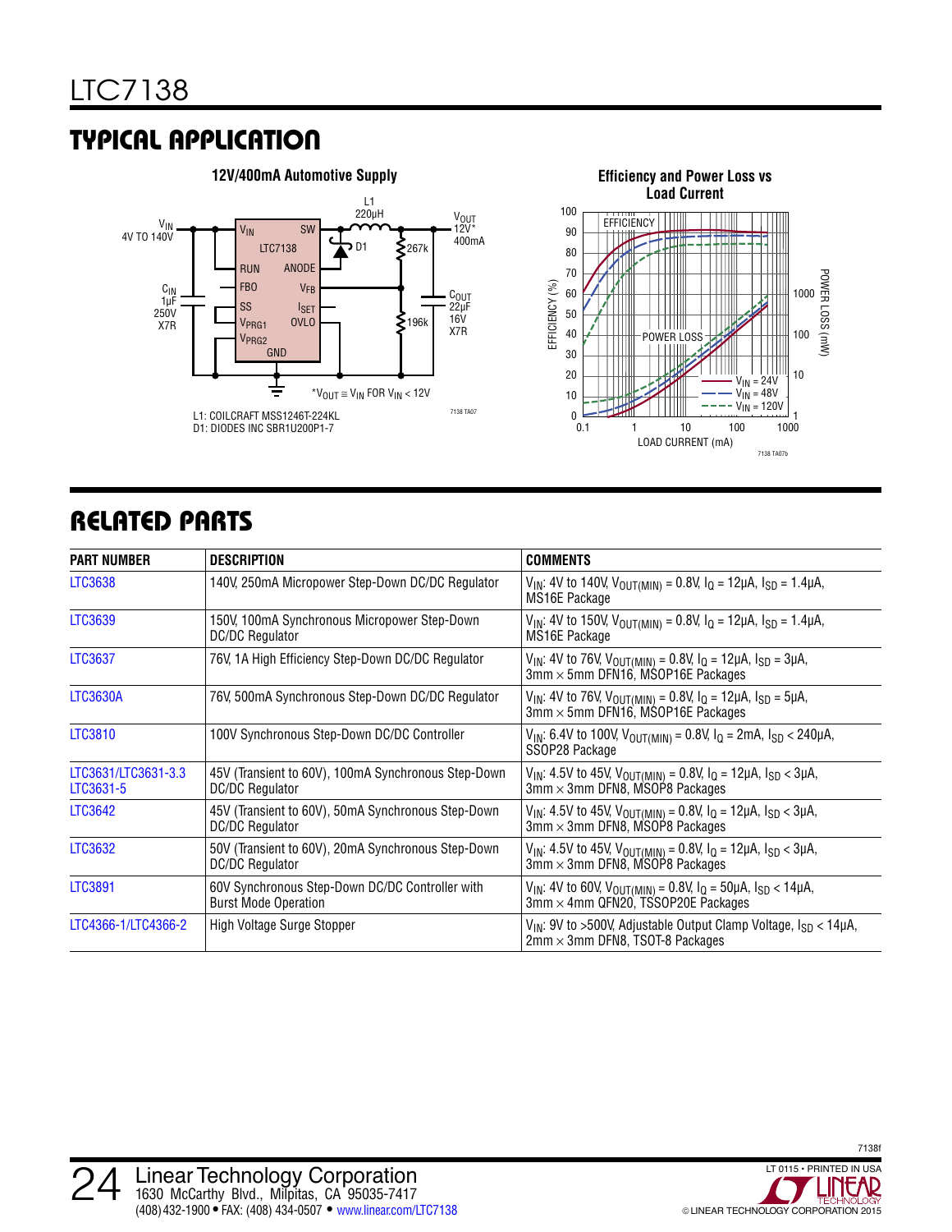## TYPICAL APPLICATION

**12V/400mA Automotive Supply**

$V_{IN}$
4V TO 140V

$C_{IN}$
1µF
250V
X7R

LTC7138
$V_{IN}$ SW
RUN ANODE
FBO $V_{FB}$
SS $I_{SET}$
$V_{PRG1}$ OVLO
$V_{PRG2}$
GND

L1
220µH

D1

267k

196k

$V_{OUT}$
12V*
400mA

$C_{OUT}$
22µF
16V
X7R

*$V_{OUT}$ ≅ $V_{IN}$ FOR $V_{IN}$ < 12V

L1: COILCRAFT MSS1246T-224KL
D1: DIODES INC SBR1U200P1-7

7138 TA07

**Efficiency and Power Loss vs Load Current**

EFFICIENCY
POWER LOSS
EFFICIENCY (%)
POWER LOSS (mW)
LOAD CURRENT (mA)
$V_{IN}$ = 24V
$V_{IN}$ = 48V
$V_{IN}$ = 120V
0 10 20 30 40 50 60 70 80 90 100
1 10 100 1000
0.1 1 10 100 1000

7138 TA07b

## RELATED PARTS

| PART NUMBER | DESCRIPTION | COMMENTS |
| --- | --- | --- |
| LTC3638 | 140V, 250mA Micropower Step-Down DC/DC Regulator | $V_{IN}$: 4V to 140V, $V_{OUT(MIN)}$ = 0.8V, $I_Q$ = 12µA, $I_{SD}$ = 1.4µA, MS16E Package |
| LTC3639 | 150V, 100mA Synchronous Micropower Step-Down DC/DC Regulator | $V_{IN}$: 4V to 150V, $V_{OUT(MIN)}$ = 0.8V, $I_Q$ = 12µA, $I_{SD}$ = 1.4µA, MS16E Package |
| LTC3637 | 76V, 1A High Efficiency Step-Down DC/DC Regulator | $V_{IN}$: 4V to 76V, $V_{OUT(MIN)}$ = 0.8V, $I_Q$ = 12µA, $I_{SD}$ = 3µA, 3mm × 5mm DFN16, MSOP16E Packages |
| LTC3630A | 76V, 500mA Synchronous Step-Down DC/DC Regulator | $V_{IN}$: 4V to 76V, $V_{OUT(MIN)}$ = 0.8V, $I_Q$ = 12µA, $I_{SD}$ = 5µA, 3mm × 5mm DFN16, MSOP16E Packages |
| LTC3810 | 100V Synchronous Step-Down DC/DC Controller | $V_{IN}$: 6.4V to 100V, $V_{OUT(MIN)}$ = 0.8V, $I_Q$ = 2mA, $I_{SD}$ < 240µA, SSOP28 Package |
| LTC3631/LTC3631-3.3 LTC3631-5 | 45V (Transient to 60V), 100mA Synchronous Step-Down DC/DC Regulator | $V_{IN}$: 4.5V to 45V, $V_{OUT(MIN)}$ = 0.8V, $I_Q$ = 12µA, $I_{SD}$ < 3µA, 3mm × 3mm DFN8, MSOP8 Packages |
| LTC3642 | 45V (Transient to 60V), 50mA Synchronous Step-Down DC/DC Regulator | $V_{IN}$: 4.5V to 45V, $V_{OUT(MIN)}$ = 0.8V, $I_Q$ = 12µA, $I_{SD}$ < 3µA, 3mm × 3mm DFN8, MSOP8 Packages |
| LTC3632 | 50V (Transient to 60V), 20mA Synchronous Step-Down DC/DC Regulator | $V_{IN}$: 4.5V to 45V, $V_{OUT(MIN)}$ = 0.8V, $I_Q$ = 12µA, $I_{SD}$ < 3µA, 3mm × 3mm DFN8, MSOP8 Packages |
| LTC3891 | 60V Synchronous Step-Down DC/DC Controller with Burst Mode Operation | $V_{IN}$: 4V to 60V, $V_{OUT(MIN)}$ = 0.8V, $I_Q$ = 50µA, $I_{SD}$ < 14µA, 3mm × 4mm QFN20, TSSOP20E Packages |
| LTC4366-1/LTC4366-2 | High Voltage Surge Stopper | $V_{IN}$: 9V to >500V, Adjustable Output Clamp Voltage, $I_{SD}$ < 14µA, 2mm × 3mm DFN8, TSOT-8 Packages |

Linear Technology Corporation
1630 McCarthy Blvd., Milpitas, CA 95035-7417
(408) 432-1900 • FAX: (408) 434-0507 • www.linear.com/LTC7138

LT 0115 • PRINTED IN USA
© LINEAR TECHNOLOGY CORPORATION 2015